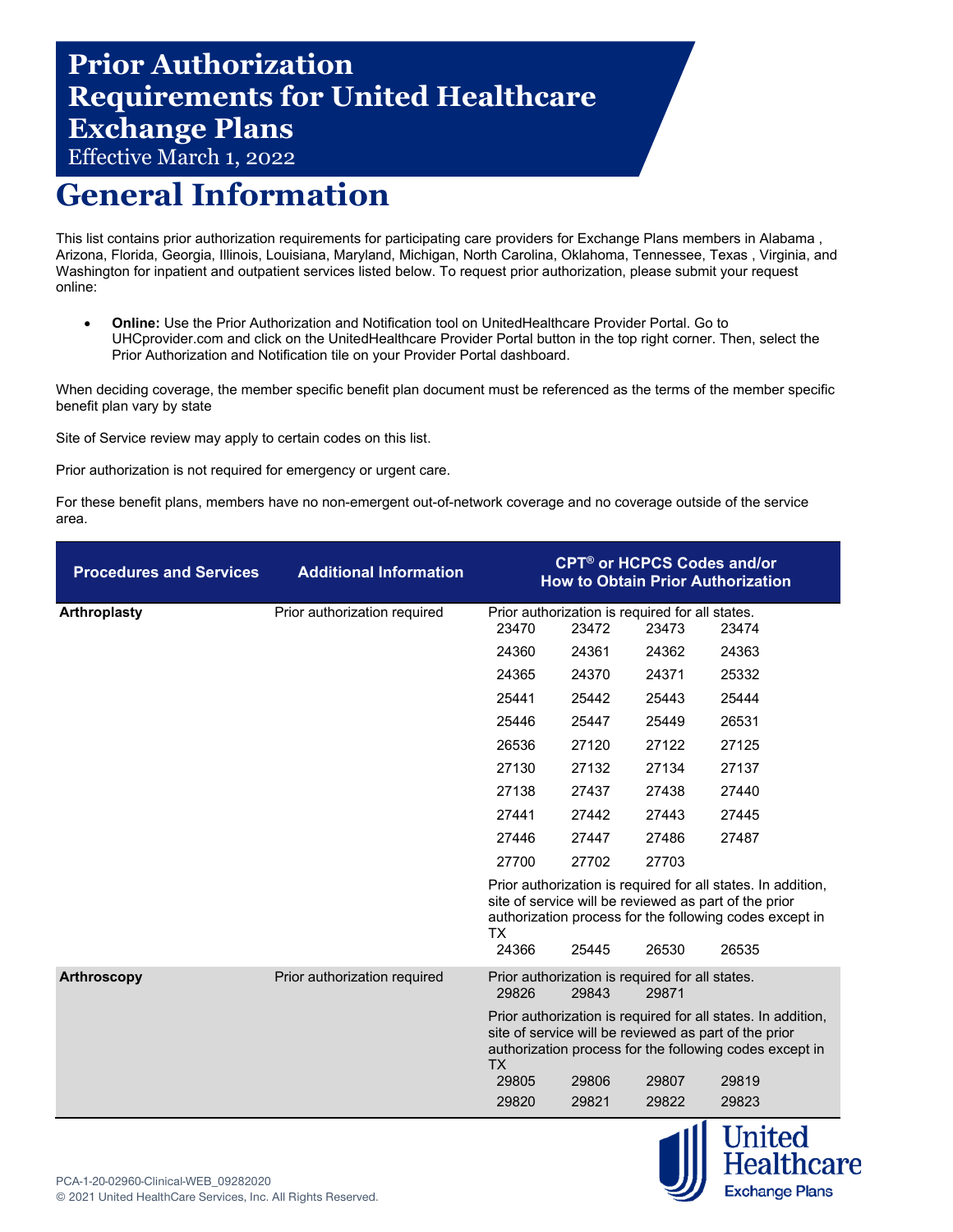# Prior Authorization Requirements for United Healthcare Exchange Plans

Effective March 1, 2022

## General Information

This list contains prior authorization requirements for participating care providers for Exchange Plans members in Alabama , Arizona, Florida, Georgia, Illinois, Louisiana, Maryland, Michigan, North Carolina, Oklahoma, Tennessee, Texas , Virginia, and Washington for inpatient and outpatient services listed below. To request prior authorization, please submit your request online:

- **Online:** Use the Prior Authorization and Notification tool on UnitedHealthcare Provider Portal. Go to UHCprovider.com and click on the UnitedHealthcare Provider Portal button in the top right corner. Then, select the Prior Authorization and Notification tile on your Provider Portal dashboard.

When deciding coverage, the member specific benefit plan document must be referenced as the terms of the member specific benefit plan vary by state

Site of Service review may apply to certain codes on this list.

Prior authorization is not required for emergency or urgent care.

For these benefit plans, members have no non-emergent out-of-network coverage and no coverage outside of the service area.

| Procedures and Services | Additional Information | CPT® or HCPCS Codes and/or How to Obtain Prior Authorization |
|---|---|---|
| **Arthroplasty** | Prior authorization required | Prior authorization is required for all states.<br>23470 23472 23473 23474<br>24360 24361 24362 24363<br>24365 24370 24371 25332<br>25441 25442 25443 25444<br>25446 25447 25449 26531<br>26536 27120 27122 27125<br>27130 27132 27134 27137<br>27138 27437 27438 27440<br>27441 27442 27443 27445<br>27446 27447 27486 27487<br>27700 27702 27703<br><br>Prior authorization is required for all states. In addition, site of service will be reviewed as part of the prior authorization process for the following codes except in TX<br>24366 25445 26530 26535 |
| **Arthroscopy** | Prior authorization required | Prior authorization is required for all states.<br>29826 29843 29871<br><br>Prior authorization is required for all states. In addition, site of service will be reviewed as part of the prior authorization process for the following codes except in TX<br>29805 29806 29807 29819<br>29820 29821 29822 29823 |

PCA-1-20-02960-Clinical-WEB_09282020
© 2021 United HealthCare Services, Inc. All Rights Reserved.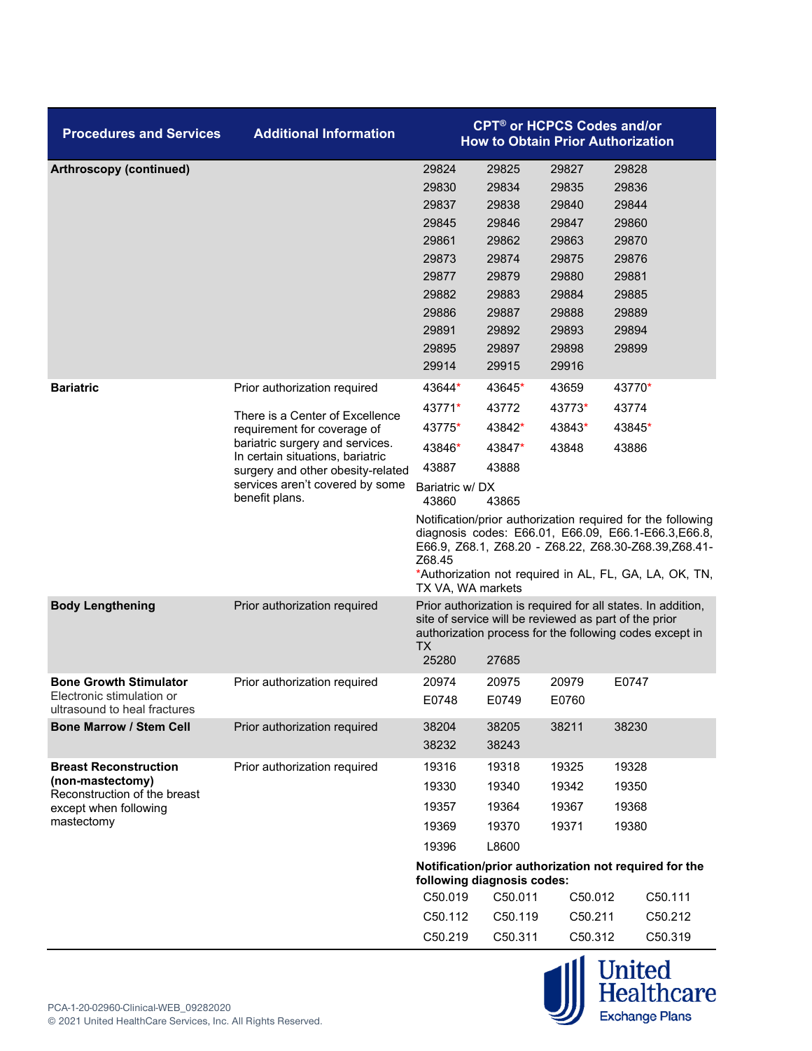| Procedures and Services | Additional Information | CPT® or HCPCS Codes and/or How to Obtain Prior Authorization |
|---|---|---|
| **Arthroscopy (continued)** | | 29824 29825 29827 29828<br>29830 29834 29835 29836<br>29837 29838 29840 29844<br>29845 29846 29847 29860<br>29861 29862 29863 29870<br>29873 29874 29875 29876<br>29877 29879 29880 29881<br>29882 29883 29884 29885<br>29886 29887 29888 29889<br>29891 29892 29893 29894<br>29895 29897 29898 29899<br>29914 29915 29916 |
| **Bariatric** | Prior authorization required<br><br>There is a Center of Excellence requirement for coverage of bariatric surgery and services. In certain situations, bariatric surgery and other obesity-related services aren't covered by some benefit plans. | 43644* 43645* 43659 43770*<br>43771* 43772 43773* 43774<br>43775* 43842* 43843* 43845*<br>43846* 43847* 43848 43886<br>43887 43888<br>Bariatric w/ DX<br>43860 43865<br><br>Notification/prior authorization required for the following diagnosis codes: E66.01, E66.09, E66.1-E66.3,E66.8, E66.9, Z68.1, Z68.20 - Z68.22, Z68.30-Z68.39,Z68.41-Z68.45<br>*Authorization not required in AL, FL, GA, LA, OK, TN, TX VA, WA markets |
| **Body Lengthening** | Prior authorization required | Prior authorization is required for all states. In addition, site of service will be reviewed as part of the prior authorization process for the following codes except in TX<br>25280 27685 |
| **Bone Growth Stimulator**<br>Electronic stimulation or ultrasound to heal fractures | Prior authorization required | 20974 20975 20979 E0747<br>E0748 E0749 E0760 |
| **Bone Marrow / Stem Cell** | Prior authorization required | 38204 38205 38211 38230<br>38232 38243 |
| **Breast Reconstruction (non-mastectomy)**<br>Reconstruction of the breast except when following mastectomy | Prior authorization required | 19316 19318 19325 19328<br>19330 19340 19342 19350<br>19357 19364 19367 19368<br>19369 19370 19371 19380<br>19396 L8600<br><br>**Notification/prior authorization not required for the following diagnosis codes:**<br>C50.019 C50.011 C50.012 C50.111<br>C50.112 C50.119 C50.211 C50.212<br>C50.219 C50.311 C50.312 C50.319 |

PCA-1-20-02960-Clinical-WEB_09282020
© 2021 United HealthCare Services, Inc. All Rights Reserved.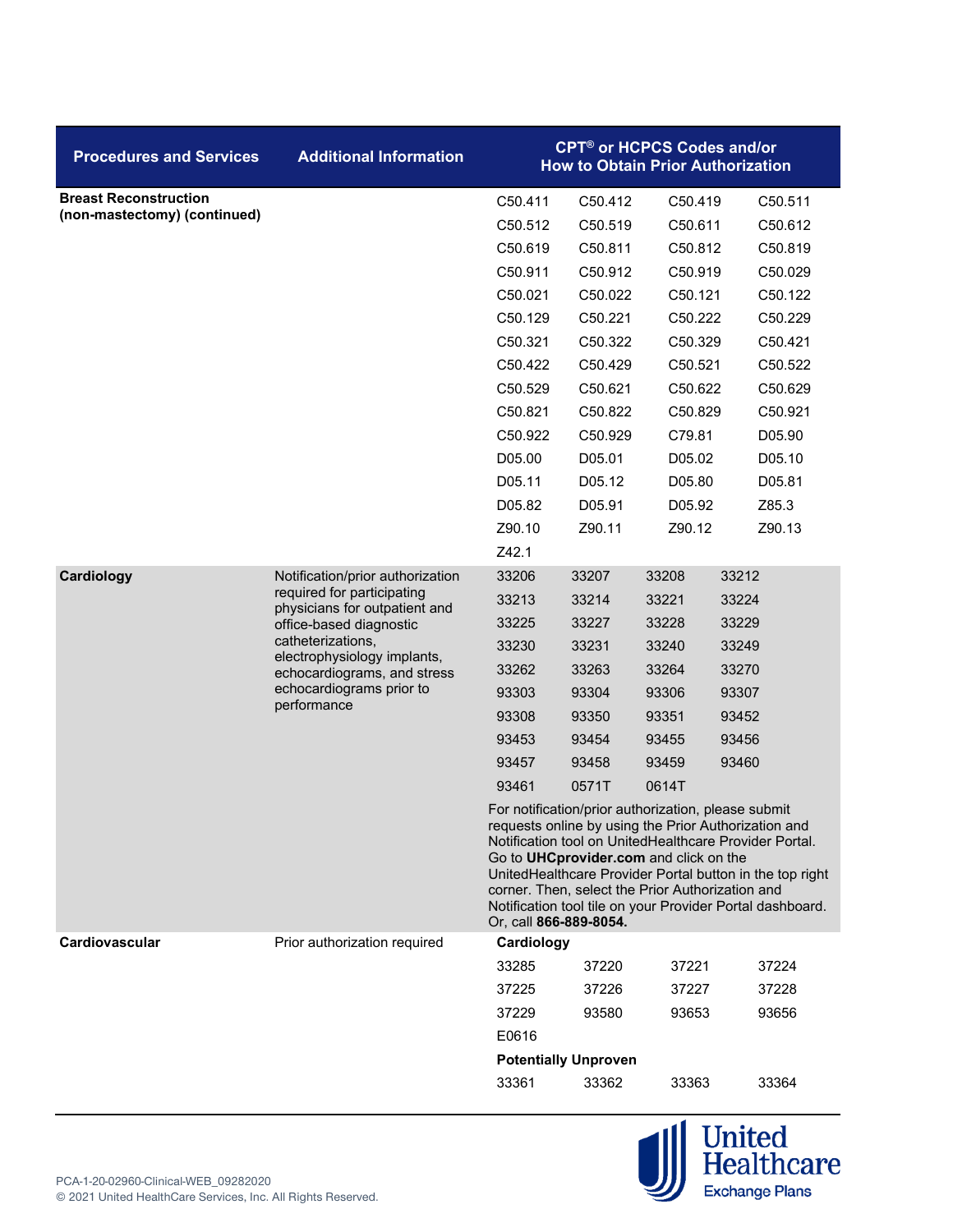| Procedures and Services | Additional Information | CPT® or HCPCS Codes and/or How to Obtain Prior Authorization | | | |
|---|---|---|---|---|---|
| **Breast Reconstruction (non-mastectomy) (continued)** | | C50.411 | C50.412 | C50.419 | C50.511 |
| | | C50.512 | C50.519 | C50.611 | C50.612 |
| | | C50.619 | C50.811 | C50.812 | C50.819 |
| | | C50.911 | C50.912 | C50.919 | C50.029 |
| | | C50.021 | C50.022 | C50.121 | C50.122 |
| | | C50.129 | C50.221 | C50.222 | C50.229 |
| | | C50.321 | C50.322 | C50.329 | C50.421 |
| | | C50.422 | C50.429 | C50.521 | C50.522 |
| | | C50.529 | C50.621 | C50.622 | C50.629 |
| | | C50.821 | C50.822 | C50.829 | C50.921 |
| | | C50.922 | C50.929 | C79.81 | D05.90 |
| | | D05.00 | D05.01 | D05.02 | D05.10 |
| | | D05.11 | D05.12 | D05.80 | D05.81 |
| | | D05.82 | D05.91 | D05.92 | Z85.3 |
| | | Z90.10 | Z90.11 | Z90.12 | Z90.13 |
| | | Z42.1 | | | |
| **Cardiology** | Notification/prior authorization required for participating physicians for outpatient and office-based diagnostic catheterizations, electrophysiology implants, echocardiograms, and stress echocardiograms prior to performance | 33206 | 33207 | 33208 | 33212 |
| | | 33213 | 33214 | 33221 | 33224 |
| | | 33225 | 33227 | 33228 | 33229 |
| | | 33230 | 33231 | 33240 | 33249 |
| | | 33262 | 33263 | 33264 | 33270 |
| | | 93303 | 93304 | 93306 | 93307 |
| | | 93308 | 93350 | 93351 | 93452 |
| | | 93453 | 93454 | 93455 | 93456 |
| | | 93457 | 93458 | 93459 | 93460 |
| | | 93461 | 0571T | 0614T | |
| | | For notification/prior authorization, please submit requests online by using the Prior Authorization and Notification tool on UnitedHealthcare Provider Portal. Go to **UHCprovider.com** and click on the UnitedHealthcare Provider Portal button in the top right corner. Then, select the Prior Authorization and Notification tool tile on your Provider Portal dashboard. Or, call **866-889-8054.** | | | |
| **Cardiovascular** | Prior authorization required | **Cardiology** | | | |
| | | 33285 | 37220 | 37221 | 37224 |
| | | 37225 | 37226 | 37227 | 37228 |
| | | 37229 | 93580 | 93653 | 93656 |
| | | E0616 | | | |
| | | **Potentially Unproven** | | | |
| | | 33361 | 33362 | 33363 | 33364 |

PCA-1-20-02960-Clinical-WEB_09282020
© 2021 United HealthCare Services, Inc. All Rights Reserved.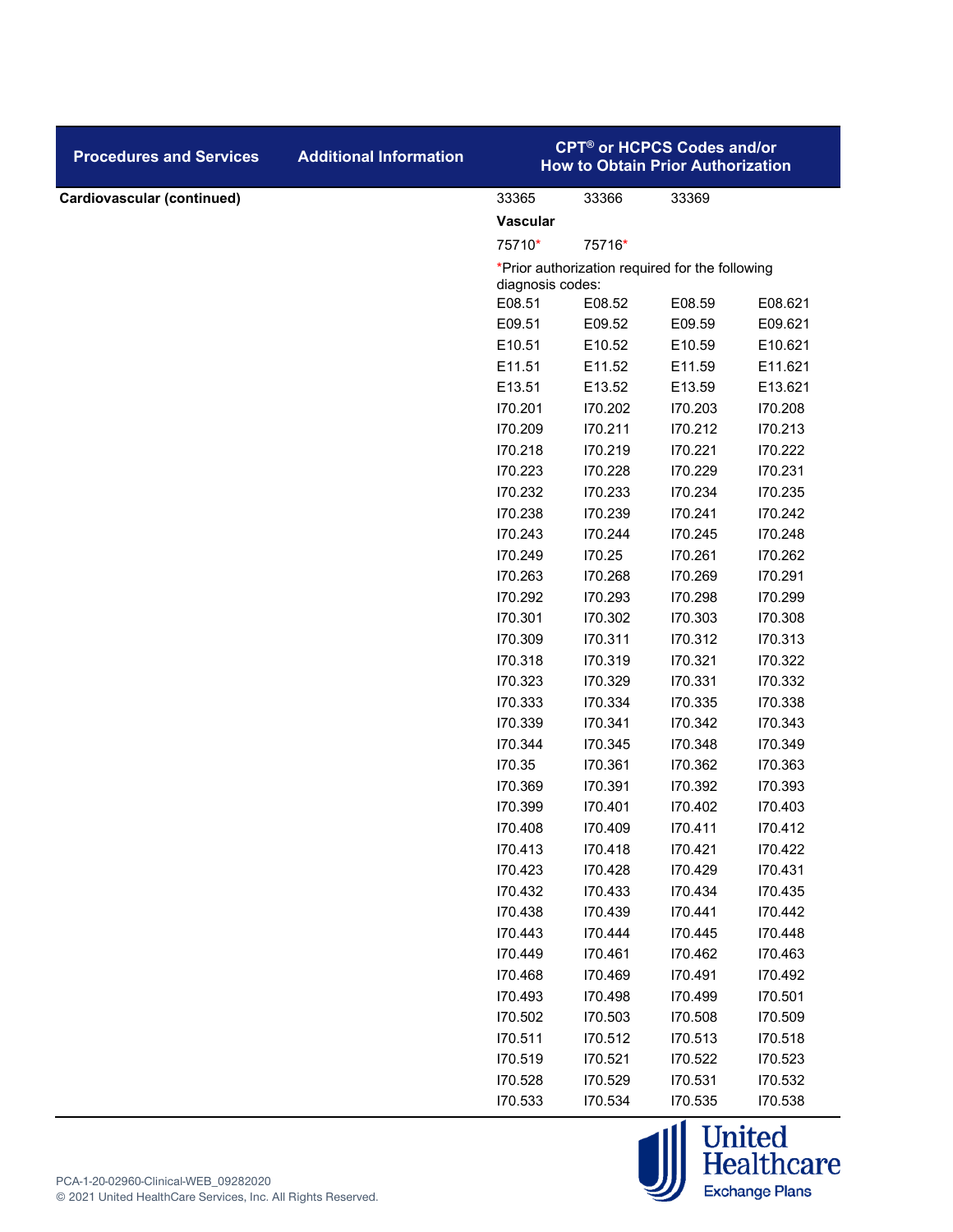| Procedures and Services | Additional Information | CPT® or HCPCS Codes and/or How to Obtain Prior Authorization | | | |
|---|---|---|---|---|---|
| **Cardiovascular (continued)** | | 33365 | 33366 | 33369 | |
| | | **Vascular** | | | |
| | | 75710* | 75716* | | |
| | | *Prior authorization required for the following diagnosis codes: | | | |
| | | E08.51 | E08.52 | E08.59 | E08.621 |
| | | E09.51 | E09.52 | E09.59 | E09.621 |
| | | E10.51 | E10.52 | E10.59 | E10.621 |
| | | E11.51 | E11.52 | E11.59 | E11.621 |
| | | E13.51 | E13.52 | E13.59 | E13.621 |
| | | I70.201 | I70.202 | I70.203 | I70.208 |
| | | I70.209 | I70.211 | I70.212 | I70.213 |
| | | I70.218 | I70.219 | I70.221 | I70.222 |
| | | I70.223 | I70.228 | I70.229 | I70.231 |
| | | I70.232 | I70.233 | I70.234 | I70.235 |
| | | I70.238 | I70.239 | I70.241 | I70.242 |
| | | I70.243 | I70.244 | I70.245 | I70.248 |
| | | I70.249 | I70.25 | I70.261 | I70.262 |
| | | I70.263 | I70.268 | I70.269 | I70.291 |
| | | I70.292 | I70.293 | I70.298 | I70.299 |
| | | I70.301 | I70.302 | I70.303 | I70.308 |
| | | I70.309 | I70.311 | I70.312 | I70.313 |
| | | I70.318 | I70.319 | I70.321 | I70.322 |
| | | I70.323 | I70.329 | I70.331 | I70.332 |
| | | I70.333 | I70.334 | I70.335 | I70.338 |
| | | I70.339 | I70.341 | I70.342 | I70.343 |
| | | I70.344 | I70.345 | I70.348 | I70.349 |
| | | I70.35 | I70.361 | I70.362 | I70.363 |
| | | I70.369 | I70.391 | I70.392 | I70.393 |
| | | I70.399 | I70.401 | I70.402 | I70.403 |
| | | I70.408 | I70.409 | I70.411 | I70.412 |
| | | I70.413 | I70.418 | I70.421 | I70.422 |
| | | I70.423 | I70.428 | I70.429 | I70.431 |
| | | I70.432 | I70.433 | I70.434 | I70.435 |
| | | I70.438 | I70.439 | I70.441 | I70.442 |
| | | I70.443 | I70.444 | I70.445 | I70.448 |
| | | I70.449 | I70.461 | I70.462 | I70.463 |
| | | I70.468 | I70.469 | I70.491 | I70.492 |
| | | I70.493 | I70.498 | I70.499 | I70.501 |
| | | I70.502 | I70.503 | I70.508 | I70.509 |
| | | I70.511 | I70.512 | I70.513 | I70.518 |
| | | I70.519 | I70.521 | I70.522 | I70.523 |
| | | I70.528 | I70.529 | I70.531 | I70.532 |
| | | I70.533 | I70.534 | I70.535 | I70.538 |

PCA-1-20-02960-Clinical-WEB_09282020
© 2021 United HealthCare Services, Inc. All Rights Reserved.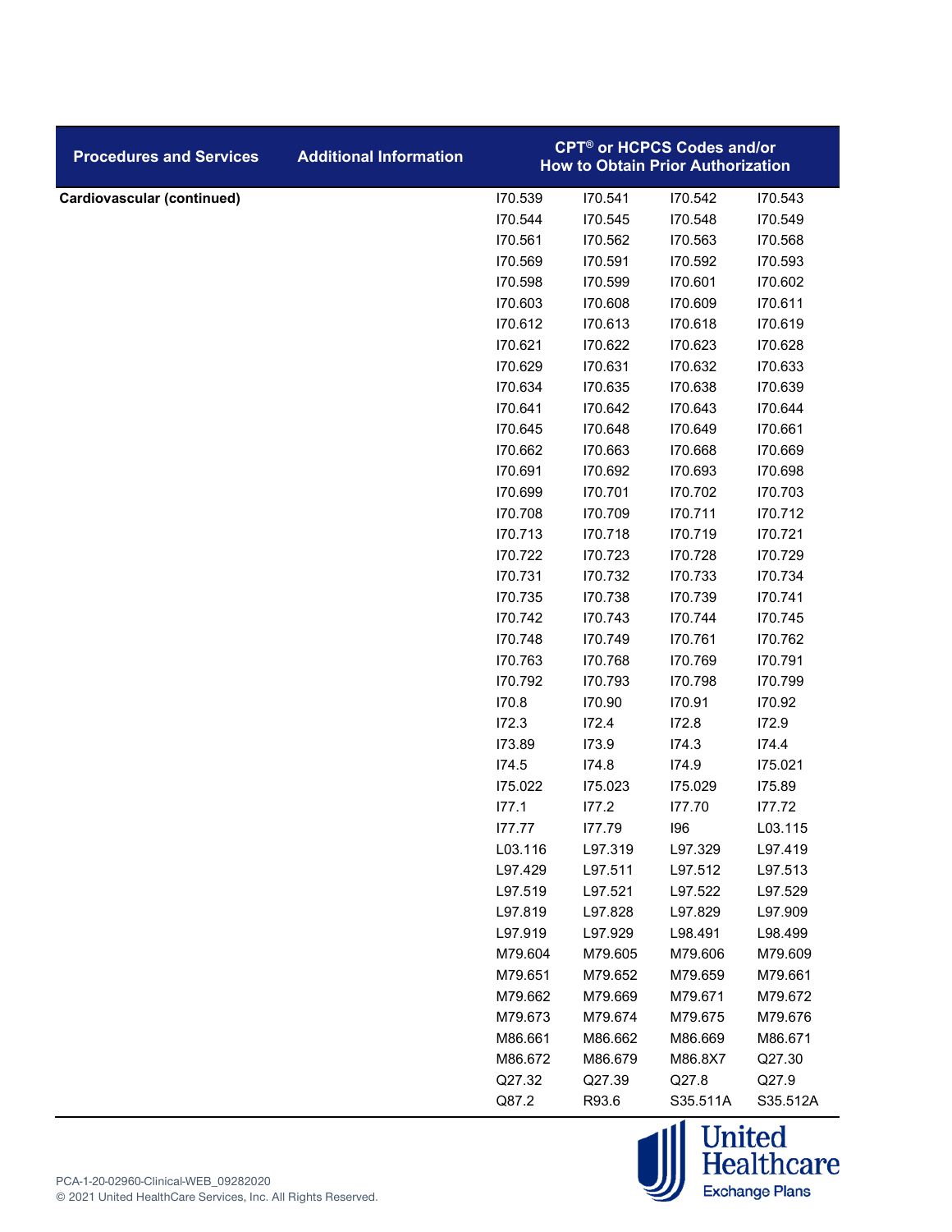| Procedures and Services | Additional Information | CPT® or HCPCS Codes and/or How to Obtain Prior Authorization | | | |
|---|---|---|---|---|---|
| **Cardiovascular (continued)** | | I70.539 | I70.541 | I70.542 | I70.543 |
| | | I70.544 | I70.545 | I70.548 | I70.549 |
| | | I70.561 | I70.562 | I70.563 | I70.568 |
| | | I70.569 | I70.591 | I70.592 | I70.593 |
| | | I70.598 | I70.599 | I70.601 | I70.602 |
| | | I70.603 | I70.608 | I70.609 | I70.611 |
| | | I70.612 | I70.613 | I70.618 | I70.619 |
| | | I70.621 | I70.622 | I70.623 | I70.628 |
| | | I70.629 | I70.631 | I70.632 | I70.633 |
| | | I70.634 | I70.635 | I70.638 | I70.639 |
| | | I70.641 | I70.642 | I70.643 | I70.644 |
| | | I70.645 | I70.648 | I70.649 | I70.661 |
| | | I70.662 | I70.663 | I70.668 | I70.669 |
| | | I70.691 | I70.692 | I70.693 | I70.698 |
| | | I70.699 | I70.701 | I70.702 | I70.703 |
| | | I70.708 | I70.709 | I70.711 | I70.712 |
| | | I70.713 | I70.718 | I70.719 | I70.721 |
| | | I70.722 | I70.723 | I70.728 | I70.729 |
| | | I70.731 | I70.732 | I70.733 | I70.734 |
| | | I70.735 | I70.738 | I70.739 | I70.741 |
| | | I70.742 | I70.743 | I70.744 | I70.745 |
| | | I70.748 | I70.749 | I70.761 | I70.762 |
| | | I70.763 | I70.768 | I70.769 | I70.791 |
| | | I70.792 | I70.793 | I70.798 | I70.799 |
| | | I70.8 | I70.90 | I70.91 | I70.92 |
| | | I72.3 | I72.4 | I72.8 | I72.9 |
| | | I73.89 | I73.9 | I74.3 | I74.4 |
| | | I74.5 | I74.8 | I74.9 | I75.021 |
| | | I75.022 | I75.023 | I75.029 | I75.89 |
| | | I77.1 | I77.2 | I77.70 | I77.72 |
| | | I77.77 | I77.79 | I96 | L03.115 |
| | | L03.116 | L97.319 | L97.329 | L97.419 |
| | | L97.429 | L97.511 | L97.512 | L97.513 |
| | | L97.519 | L97.521 | L97.522 | L97.529 |
| | | L97.819 | L97.828 | L97.829 | L97.909 |
| | | L97.919 | L97.929 | L98.491 | L98.499 |
| | | M79.604 | M79.605 | M79.606 | M79.609 |
| | | M79.651 | M79.652 | M79.659 | M79.661 |
| | | M79.662 | M79.669 | M79.671 | M79.672 |
| | | M79.673 | M79.674 | M79.675 | M79.676 |
| | | M86.661 | M86.662 | M86.669 | M86.671 |
| | | M86.672 | M86.679 | M86.8X7 | Q27.30 |
| | | Q27.32 | Q27.39 | Q27.8 | Q27.9 |
| | | Q87.2 | R93.6 | S35.511A | S35.512A |

PCA-1-20-02960-Clinical-WEB_09282020
© 2021 United HealthCare Services, Inc. All Rights Reserved.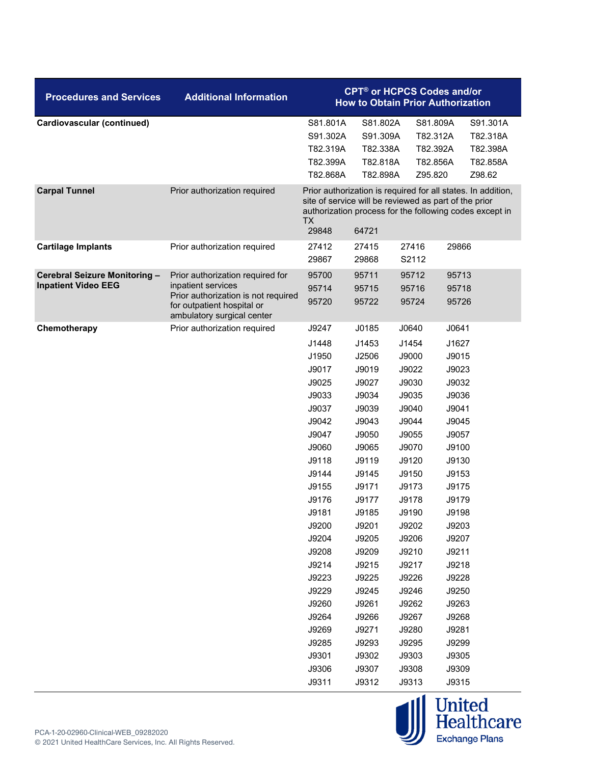| Procedures and Services | Additional Information | CPT® or HCPCS Codes and/or How to Obtain Prior Authorization | | | |
|---|---|---|---|---|---|
| **Cardiovascular (continued)** | | S81.801A | S81.802A | S81.809A | S91.301A |
| | | S91.302A | S91.309A | T82.312A | T82.318A |
| | | T82.319A | T82.338A | T82.392A | T82.398A |
| | | T82.399A | T82.818A | T82.856A | T82.858A |
| | | T82.868A | T82.898A | Z95.820 | Z98.62 |
| **Carpal Tunnel** | Prior authorization required | Prior authorization is required for all states. In addition, site of service will be reviewed as part of the prior authorization process for the following codes except in TX | | | |
| | | 29848 | 64721 | | |
| **Cartilage Implants** | Prior authorization required | 27412 | 27415 | 27416 | 29866 |
| | | 29867 | 29868 | S2112 | |
| **Cerebral Seizure Monitoring – Inpatient Video EEG** | Prior authorization required for inpatient services<br>Prior authorization is not required for outpatient hospital or ambulatory surgical center | 95700 | 95711 | 95712 | 95713 |
| | | 95714 | 95715 | 95716 | 95718 |
| | | 95720 | 95722 | 95724 | 95726 |
| **Chemotherapy** | Prior authorization required | J9247 | J0185 | J0640 | J0641 |
| | | J1448 | J1453 | J1454 | J1627 |
| | | J1950 | J2506 | J9000 | J9015 |
| | | J9017 | J9019 | J9022 | J9023 |
| | | J9025 | J9027 | J9030 | J9032 |
| | | J9033 | J9034 | J9035 | J9036 |
| | | J9037 | J9039 | J9040 | J9041 |
| | | J9042 | J9043 | J9044 | J9045 |
| | | J9047 | J9050 | J9055 | J9057 |
| | | J9060 | J9065 | J9070 | J9100 |
| | | J9118 | J9119 | J9120 | J9130 |
| | | J9144 | J9145 | J9150 | J9153 |
| | | J9155 | J9171 | J9173 | J9175 |
| | | J9176 | J9177 | J9178 | J9179 |
| | | J9181 | J9185 | J9190 | J9198 |
| | | J9200 | J9201 | J9202 | J9203 |
| | | J9204 | J9205 | J9206 | J9207 |
| | | J9208 | J9209 | J9210 | J9211 |
| | | J9214 | J9215 | J9217 | J9218 |
| | | J9223 | J9225 | J9226 | J9228 |
| | | J9229 | J9245 | J9246 | J9250 |
| | | J9260 | J9261 | J9262 | J9263 |
| | | J9264 | J9266 | J9267 | J9268 |
| | | J9269 | J9271 | J9280 | J9281 |
| | | J9285 | J9293 | J9295 | J9299 |
| | | J9301 | J9302 | J9303 | J9305 |
| | | J9306 | J9307 | J9308 | J9309 |
| | | J9311 | J9312 | J9313 | J9315 |

PCA-1-20-02960-Clinical-WEB_09282020
© 2021 United HealthCare Services, Inc. All Rights Reserved.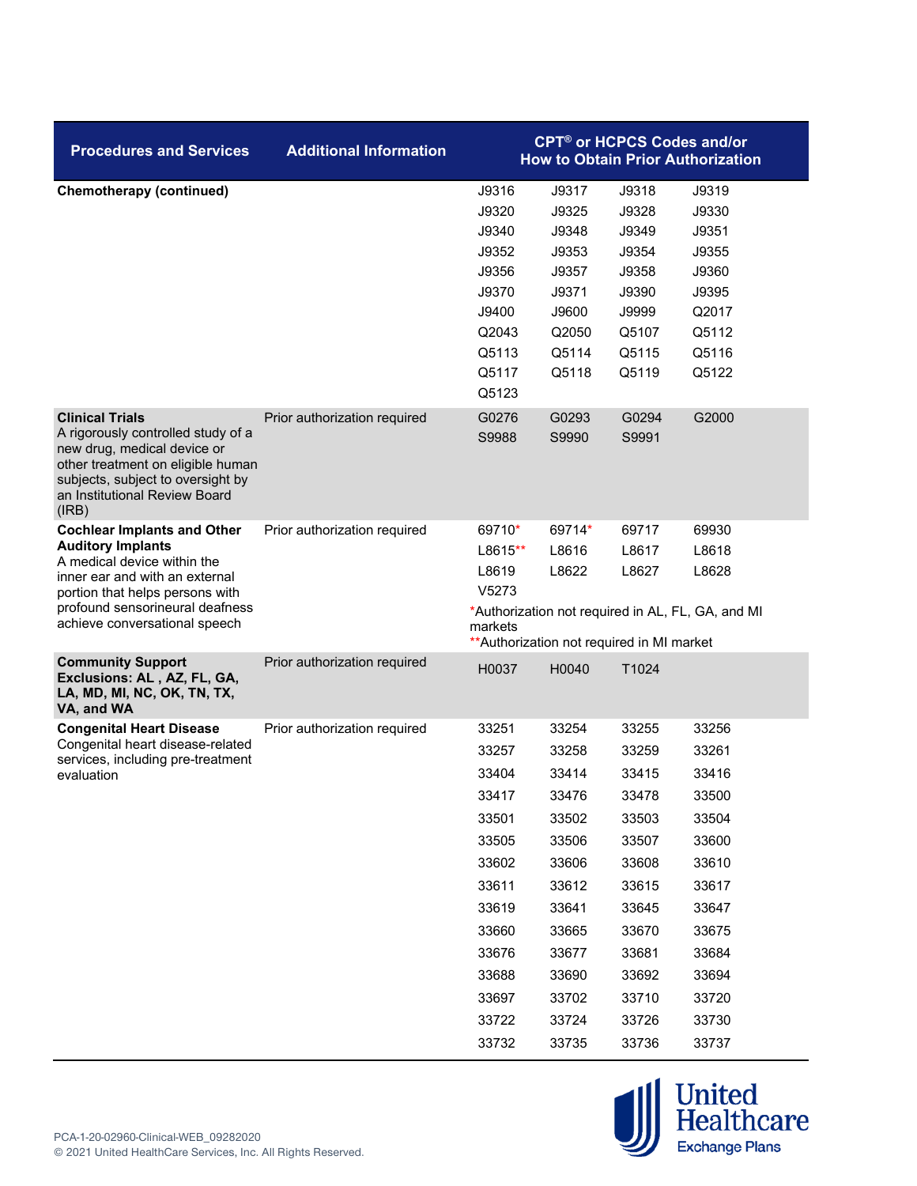| Procedures and Services | Additional Information | CPT® or HCPCS Codes and/or How to Obtain Prior Authorization | | | |
|---|---|---|---|---|---|
| **Chemotherapy (continued)** | | J9316 | J9317 | J9318 | J9319 |
| | | J9320 | J9325 | J9328 | J9330 |
| | | J9340 | J9348 | J9349 | J9351 |
| | | J9352 | J9353 | J9354 | J9355 |
| | | J9356 | J9357 | J9358 | J9360 |
| | | J9370 | J9371 | J9390 | J9395 |
| | | J9400 | J9600 | J9999 | Q2017 |
| | | Q2043 | Q2050 | Q5107 | Q5112 |
| | | Q5113 | Q5114 | Q5115 | Q5116 |
| | | Q5117 | Q5118 | Q5119 | Q5122 |
| | | Q5123 | | | |
| **Clinical Trials** A rigorously controlled study of a new drug, medical device or other treatment on eligible human subjects, subject to oversight by an Institutional Review Board (IRB) | Prior authorization required | G0276 | G0293 | G0294 | G2000 |
| | | S9988 | S9990 | S9991 | |
| **Cochlear Implants and Other Auditory Implants** A medical device within the inner ear and with an external portion that helps persons with profound sensorineural deafness achieve conversational speech | Prior authorization required | 69710* | 69714* | 69717 | 69930 |
| | | L8615** | L8616 | L8617 | L8618 |
| | | L8619 | L8622 | L8627 | L8628 |
| | | V5273 | | | |
| | | *Authorization not required in AL, FL, GA, and MI markets **Authorization not required in MI market | | | |
| **Community Support Exclusions: AL , AZ, FL, GA, LA, MD, MI, NC, OK, TN, TX, VA, and WA** | Prior authorization required | H0037 | H0040 | T1024 | |
| **Congenital Heart Disease** Congenital heart disease-related services, including pre-treatment evaluation | Prior authorization required | 33251 | 33254 | 33255 | 33256 |
| | | 33257 | 33258 | 33259 | 33261 |
| | | 33404 | 33414 | 33415 | 33416 |
| | | 33417 | 33476 | 33478 | 33500 |
| | | 33501 | 33502 | 33503 | 33504 |
| | | 33505 | 33506 | 33507 | 33600 |
| | | 33602 | 33606 | 33608 | 33610 |
| | | 33611 | 33612 | 33615 | 33617 |
| | | 33619 | 33641 | 33645 | 33647 |
| | | 33660 | 33665 | 33670 | 33675 |
| | | 33676 | 33677 | 33681 | 33684 |
| | | 33688 | 33690 | 33692 | 33694 |
| | | 33697 | 33702 | 33710 | 33720 |
| | | 33722 | 33724 | 33726 | 33730 |
| | | 33732 | 33735 | 33736 | 33737 |

PCA-1-20-02960-Clinical-WEB_09282020
© 2021 United HealthCare Services, Inc. All Rights Reserved.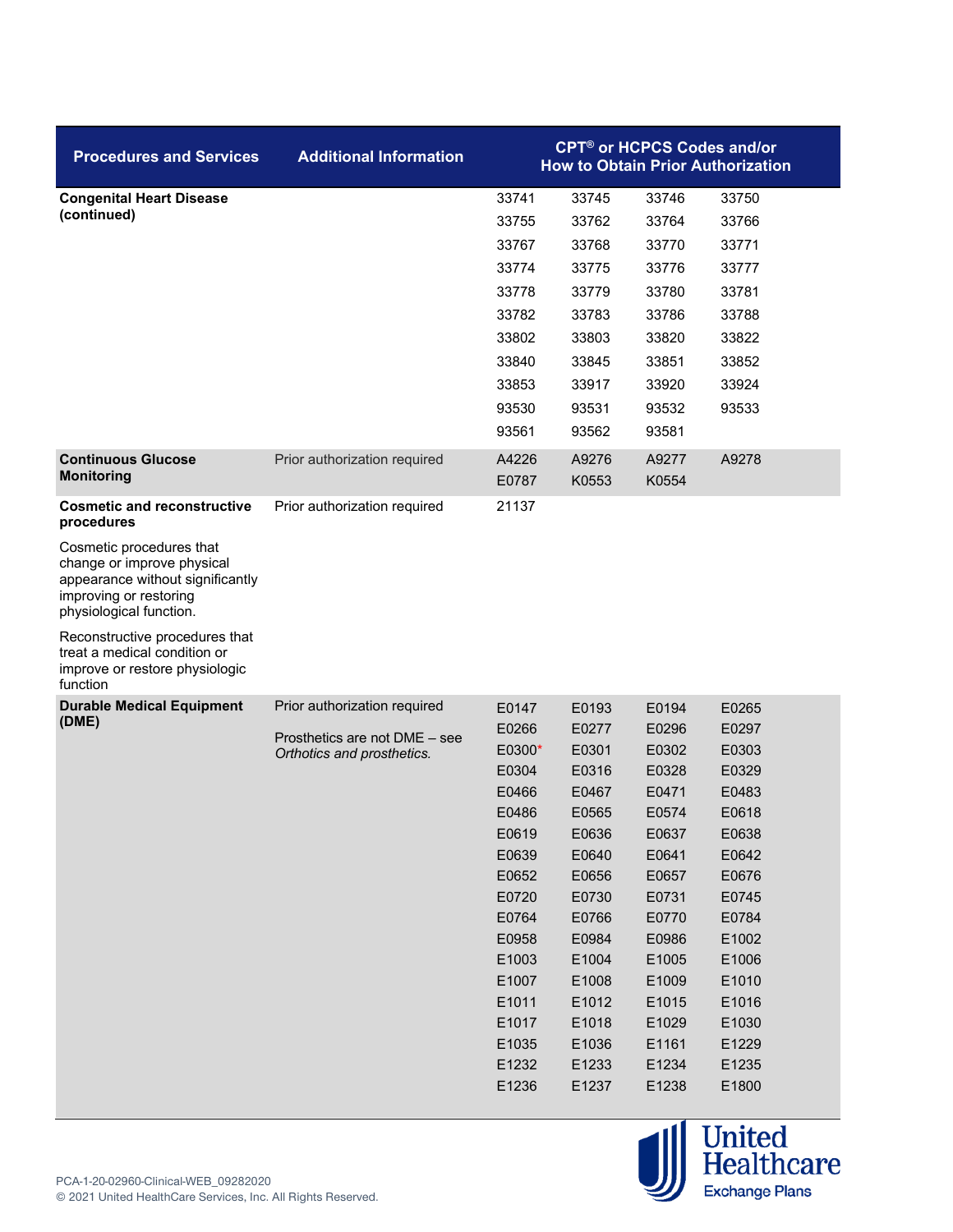| Procedures and Services | Additional Information | CPT® or HCPCS Codes and/or How to Obtain Prior Authorization |
|---|---|---|
| **Congenital Heart Disease (continued)** | | 33741 33745 33746 33750<br>33755 33762 33764 33766<br>33767 33768 33770 33771<br>33774 33775 33776 33777<br>33778 33779 33780 33781<br>33782 33783 33786 33788<br>33802 33803 33820 33822<br>33840 33845 33851 33852<br>33853 33917 33920 33924<br>93530 93531 93532 93533<br>93561 93562 93581 |
| **Continuous Glucose Monitoring** | Prior authorization required | A4226 A9276 A9277 A9278<br>E0787 K0553 K0554 |
| **Cosmetic and reconstructive procedures**<br><br>Cosmetic procedures that change or improve physical appearance without significantly improving or restoring physiological function.<br><br>Reconstructive procedures that treat a medical condition or improve or restore physiologic function | Prior authorization required | 21137 |
| **Durable Medical Equipment (DME)** | Prior authorization required<br><br>Prosthetics are not DME – see *Orthotics and prosthetics.* | E0147 E0193 E0194 E0265<br>E0266 E0277 E0296 E0297<br>E0300* E0301 E0302 E0303<br>E0304 E0316 E0328 E0329<br>E0466 E0467 E0471 E0483<br>E0486 E0565 E0574 E0618<br>E0619 E0636 E0637 E0638<br>E0639 E0640 E0641 E0642<br>E0652 E0656 E0657 E0676<br>E0720 E0730 E0731 E0745<br>E0764 E0766 E0770 E0784<br>E0958 E0984 E0986 E1002<br>E1003 E1004 E1005 E1006<br>E1007 E1008 E1009 E1010<br>E1011 E1012 E1015 E1016<br>E1017 E1018 E1029 E1030<br>E1035 E1036 E1161 E1229<br>E1232 E1233 E1234 E1235<br>E1236 E1237 E1238 E1800 |

PCA-1-20-02960-Clinical-WEB_09282020
© 2021 United HealthCare Services, Inc. All Rights Reserved.

United Healthcare Exchange Plans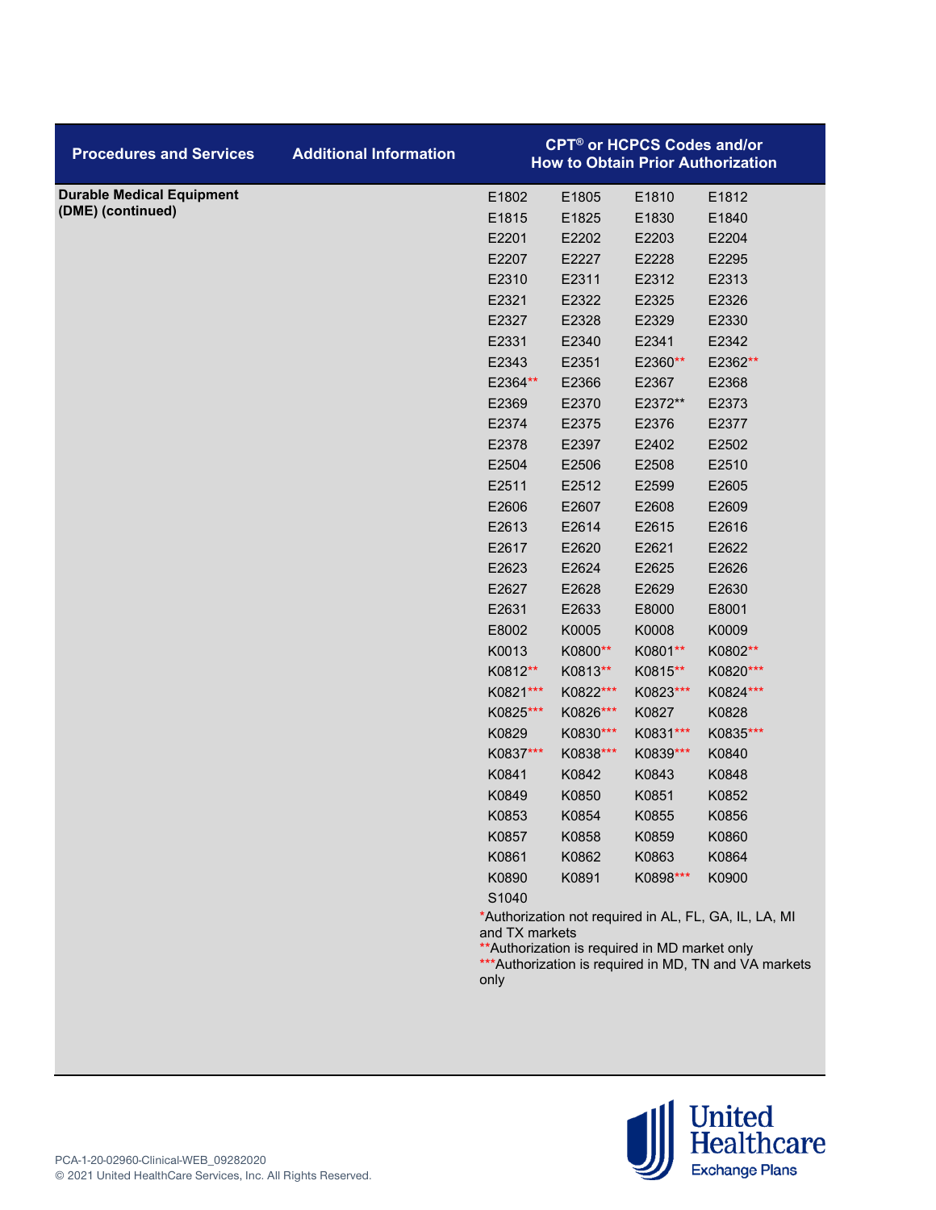| Procedures and Services | Additional Information | CPT® or HCPCS Codes and/or How to Obtain Prior Authorization |
|---|---|---|
| **Durable Medical Equipment (DME) (continued)** | | E1802 E1805 E1810 E1812<br>E1815 E1825 E1830 E1840<br>E2201 E2202 E2203 E2204<br>E2207 E2227 E2228 E2295<br>E2310 E2311 E2312 E2313<br>E2321 E2322 E2325 E2326<br>E2327 E2328 E2329 E2330<br>E2331 E2340 E2341 E2342<br>E2343 E2351 E2360** E2362**<br>E2364** E2366 E2367 E2368<br>E2369 E2370 E2372** E2373<br>E2374 E2375 E2376 E2377<br>E2378 E2397 E2402 E2502<br>E2504 E2506 E2508 E2510<br>E2511 E2512 E2599 E2605<br>E2606 E2607 E2608 E2609<br>E2613 E2614 E2615 E2616<br>E2617 E2620 E2621 E2622<br>E2623 E2624 E2625 E2626<br>E2627 E2628 E2629 E2630<br>E2631 E2633 E8000 E8001<br>E8002 K0005 K0008 K0009<br>K0013 K0800** K0801** K0802**<br>K0812** K0813** K0815** K0820***<br>K0821*** K0822*** K0823*** K0824***<br>K0825*** K0826*** K0827 K0828<br>K0829 K0830*** K0831*** K0835***<br>K0837*** K0838*** K0839*** K0840<br>K0841 K0842 K0843 K0848<br>K0849 K0850 K0851 K0852<br>K0853 K0854 K0855 K0856<br>K0857 K0858 K0859 K0860<br>K0861 K0862 K0863 K0864<br>K0890 K0891 K0898*** K0900<br>S1040<br>*Authorization not required in AL, FL, GA, IL, LA, MI and TX markets<br>**Authorization is required in MD market only<br>***Authorization is required in MD, TN and VA markets only |

PCA-1-20-02960-Clinical-WEB_09282020
© 2021 United HealthCare Services, Inc. All Rights Reserved.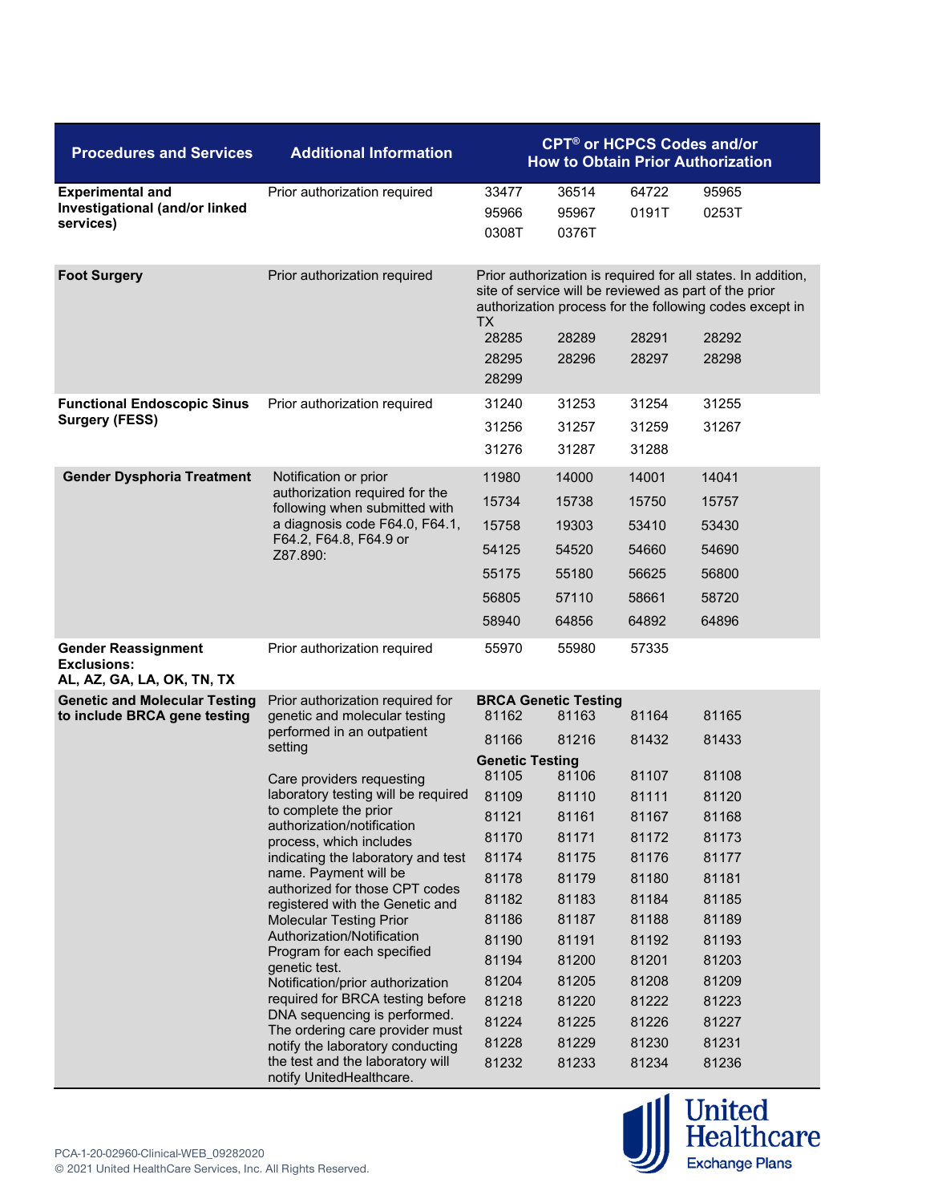| Procedures and Services | Additional Information | CPT® or HCPCS Codes and/or How to Obtain Prior Authorization |
|---|---|---|
| **Experimental and Investigational (and/or linked services)** | Prior authorization required | 33477 36514 64722 95965<br>95966 95967 0191T 0253T<br>0308T 0376T |
| **Foot Surgery** | Prior authorization required | Prior authorization is required for all states. In addition, site of service will be reviewed as part of the prior authorization process for the following codes except in TX<br>28285 28289 28291 28292<br>28295 28296 28297 28298<br>28299 |
| **Functional Endoscopic Sinus Surgery (FESS)** | Prior authorization required | 31240 31253 31254 31255<br>31256 31257 31259 31267<br>31276 31287 31288 |
| **Gender Dysphoria Treatment** | Notification or prior authorization required for the following when submitted with a diagnosis code F64.0, F64.1, F64.2, F64.8, F64.9 or Z87.890: | 11980 14000 14001 14041<br>15734 15738 15750 15757<br>15758 19303 53410 53430<br>54125 54520 54660 54690<br>55175 55180 56625 56800<br>56805 57110 58661 58720<br>58940 64856 64892 64896 |
| **Gender Reassignment Exclusions: AL, AZ, GA, LA, OK, TN, TX** | Prior authorization required | 55970 55980 57335 |
| **Genetic and Molecular Testing to include BRCA gene testing** | Prior authorization required for genetic and molecular testing performed in an outpatient setting<br><br>Care providers requesting laboratory testing will be required to complete the prior authorization/notification process, which includes indicating the laboratory and test name. Payment will be authorized for those CPT codes registered with the Genetic and Molecular Testing Prior Authorization/Notification Program for each specified genetic test.<br>Notification/prior authorization required for BRCA testing before DNA sequencing is performed. The ordering care provider must notify the laboratory conducting the test and the laboratory will notify UnitedHealthcare. | **BRCA Genetic Testing**<br>81162 81163 81164 81165<br>81166 81216 81432 81433<br>**Genetic Testing**<br>81105 81106 81107 81108<br>81109 81110 81111 81120<br>81121 81161 81167 81168<br>81170 81171 81172 81173<br>81174 81175 81176 81177<br>81178 81179 81180 81181<br>81182 81183 81184 81185<br>81186 81187 81188 81189<br>81190 81191 81192 81193<br>81194 81200 81201 81203<br>81204 81205 81208 81209<br>81218 81220 81222 81223<br>81224 81225 81226 81227<br>81228 81229 81230 81231<br>81232 81233 81234 81236 |

PCA-1-20-02960-Clinical-WEB_09282020
© 2021 United HealthCare Services, Inc. All Rights Reserved.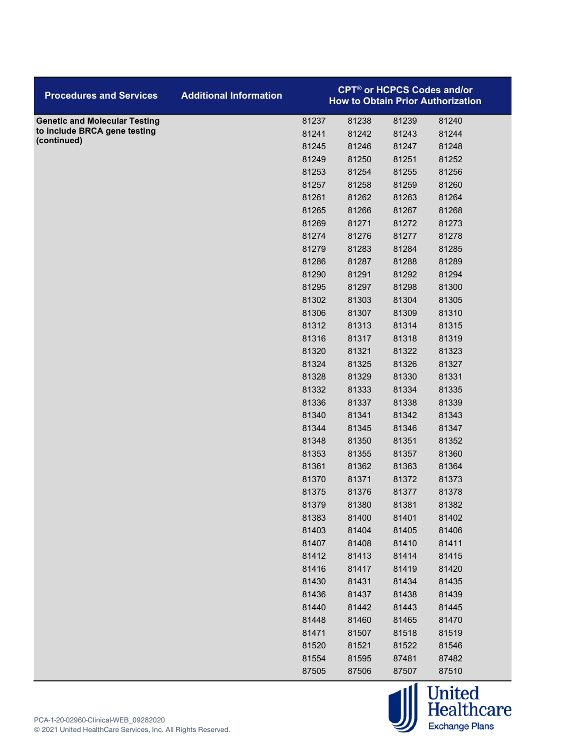| Procedures and Services | Additional Information | CPT® or HCPCS Codes and/or How to Obtain Prior Authorization | | | |
|---|---|---|---|---|---|
| **Genetic and Molecular Testing to include BRCA gene testing (continued)** | | 81237 | 81238 | 81239 | 81240 |
| | | 81241 | 81242 | 81243 | 81244 |
| | | 81245 | 81246 | 81247 | 81248 |
| | | 81249 | 81250 | 81251 | 81252 |
| | | 81253 | 81254 | 81255 | 81256 |
| | | 81257 | 81258 | 81259 | 81260 |
| | | 81261 | 81262 | 81263 | 81264 |
| | | 81265 | 81266 | 81267 | 81268 |
| | | 81269 | 81271 | 81272 | 81273 |
| | | 81274 | 81276 | 81277 | 81278 |
| | | 81279 | 81283 | 81284 | 81285 |
| | | 81286 | 81287 | 81288 | 81289 |
| | | 81290 | 81291 | 81292 | 81294 |
| | | 81295 | 81297 | 81298 | 81300 |
| | | 81302 | 81303 | 81304 | 81305 |
| | | 81306 | 81307 | 81309 | 81310 |
| | | 81312 | 81313 | 81314 | 81315 |
| | | 81316 | 81317 | 81318 | 81319 |
| | | 81320 | 81321 | 81322 | 81323 |
| | | 81324 | 81325 | 81326 | 81327 |
| | | 81328 | 81329 | 81330 | 81331 |
| | | 81332 | 81333 | 81334 | 81335 |
| | | 81336 | 81337 | 81338 | 81339 |
| | | 81340 | 81341 | 81342 | 81343 |
| | | 81344 | 81345 | 81346 | 81347 |
| | | 81348 | 81350 | 81351 | 81352 |
| | | 81353 | 81355 | 81357 | 81360 |
| | | 81361 | 81362 | 81363 | 81364 |
| | | 81370 | 81371 | 81372 | 81373 |
| | | 81375 | 81376 | 81377 | 81378 |
| | | 81379 | 81380 | 81381 | 81382 |
| | | 81383 | 81400 | 81401 | 81402 |
| | | 81403 | 81404 | 81405 | 81406 |
| | | 81407 | 81408 | 81410 | 81411 |
| | | 81412 | 81413 | 81414 | 81415 |
| | | 81416 | 81417 | 81419 | 81420 |
| | | 81430 | 81431 | 81434 | 81435 |
| | | 81436 | 81437 | 81438 | 81439 |
| | | 81440 | 81442 | 81443 | 81445 |
| | | 81448 | 81460 | 81465 | 81470 |
| | | 81471 | 81507 | 81518 | 81519 |
| | | 81520 | 81521 | 81522 | 81546 |
| | | 81554 | 81595 | 87481 | 87482 |
| | | 87505 | 87506 | 87507 | 87510 |

PCA-1-20-02960-Clinical-WEB_09282020
© 2021 United HealthCare Services, Inc. All Rights Reserved.

United Healthcare Exchange Plans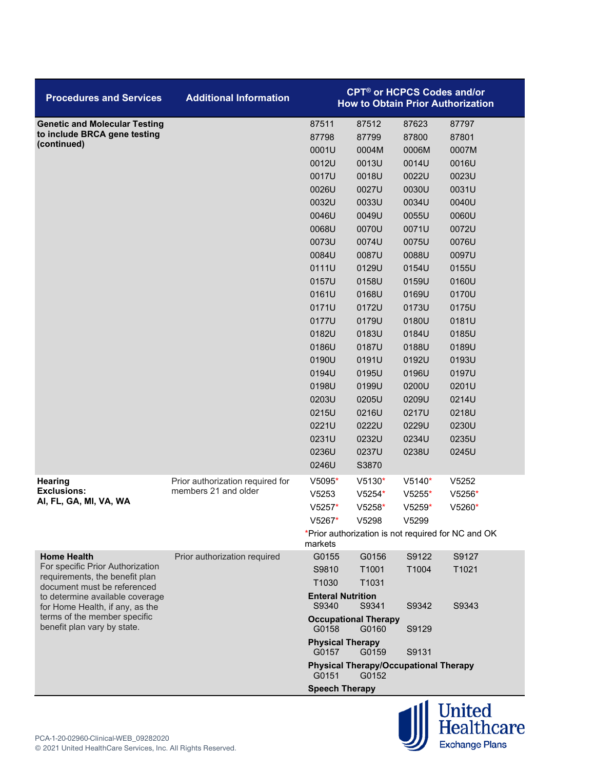| Procedures and Services | Additional Information | CPT® or HCPCS Codes and/or How to Obtain Prior Authorization | | | |
|---|---|---|---|---|---|
| **Genetic and Molecular Testing to include BRCA gene testing (continued)** | | 87511 | 87512 | 87623 | 87797 |
| | | 87798 | 87799 | 87800 | 87801 |
| | | 0001U | 0004M | 0006M | 0007M |
| | | 0012U | 0013U | 0014U | 0016U |
| | | 0017U | 0018U | 0022U | 0023U |
| | | 0026U | 0027U | 0030U | 0031U |
| | | 0032U | 0033U | 0034U | 0040U |
| | | 0046U | 0049U | 0055U | 0060U |
| | | 0068U | 0070U | 0071U | 0072U |
| | | 0073U | 0074U | 0075U | 0076U |
| | | 0084U | 0087U | 0088U | 0097U |
| | | 0111U | 0129U | 0154U | 0155U |
| | | 0157U | 0158U | 0159U | 0160U |
| | | 0161U | 0168U | 0169U | 0170U |
| | | 0171U | 0172U | 0173U | 0175U |
| | | 0177U | 0179U | 0180U | 0181U |
| | | 0182U | 0183U | 0184U | 0185U |
| | | 0186U | 0187U | 0188U | 0189U |
| | | 0190U | 0191U | 0192U | 0193U |
| | | 0194U | 0195U | 0196U | 0197U |
| | | 0198U | 0199U | 0200U | 0201U |
| | | 0203U | 0205U | 0209U | 0214U |
| | | 0215U | 0216U | 0217U | 0218U |
| | | 0221U | 0222U | 0229U | 0230U |
| | | 0231U | 0232U | 0234U | 0235U |
| | | 0236U | 0237U | 0238U | 0245U |
| | | 0246U | S3870 | | |
| **Hearing** **Exclusions:** **AI, FL, GA, MI, VA, WA** | Prior authorization required for members 21 and older | V5095* | V5130* | V5140* | V5252 |
| | | V5253 | V5254* | V5255* | V5256* |
| | | V5257* | V5258* | V5259* | V5260* |
| | | V5267* | V5298 | V5299 | |
| | | *Prior authorization is not required for NC and OK markets | | | |
| **Home Health** For specific Prior Authorization requirements, the benefit plan document must be referenced to determine available coverage for Home Health, if any, as the terms of the member specific benefit plan vary by state. | Prior authorization required | G0155 | G0156 | S9122 | S9127 |
| | | S9810 | T1001 | T1004 | T1021 |
| | | T1030 | T1031 | | |
| | | **Enteral Nutrition** | | | |
| | | S9340 | S9341 | S9342 | S9343 |
| | | **Occupational Therapy** | | | |
| | | G0158 | G0160 | S9129 | |
| | | **Physical Therapy** | | | |
| | | G0157 | G0159 | S9131 | |
| | | **Physical Therapy/Occupational Therapy** | | | |
| | | G0151 | G0152 | | |
| | | **Speech Therapy** | | | |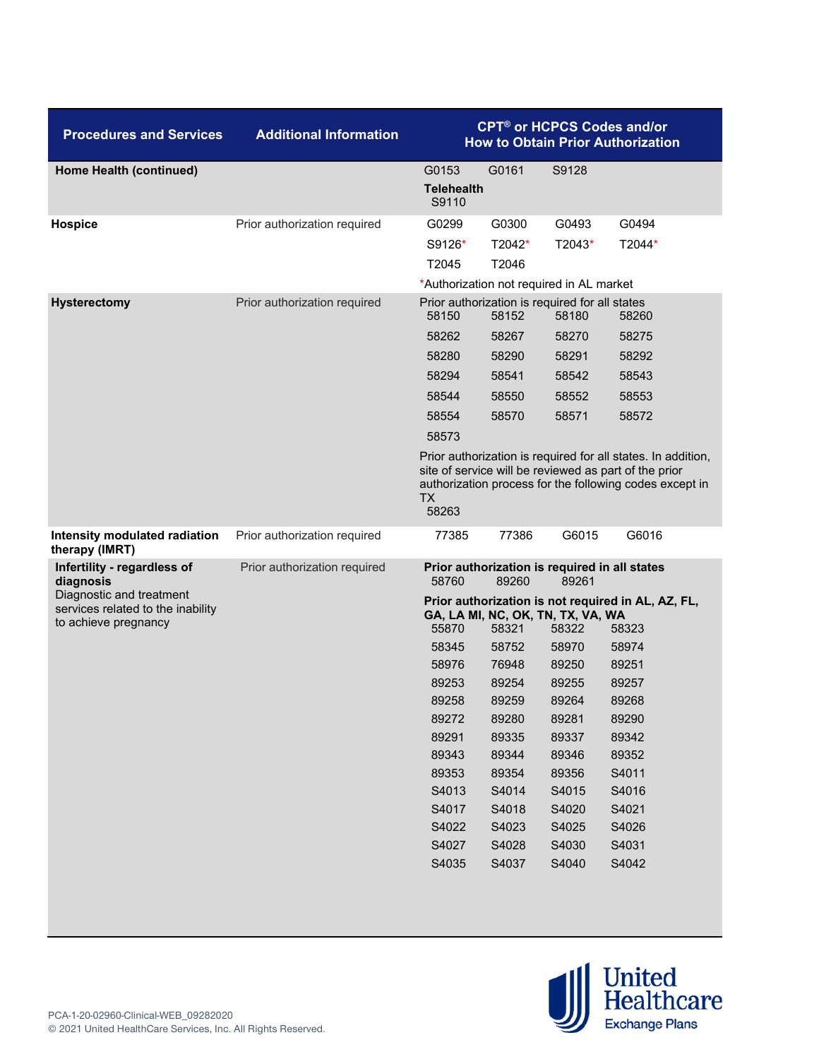| Procedures and Services | Additional Information | CPT® or HCPCS Codes and/or How to Obtain Prior Authorization |
|---|---|---|
| **Home Health (continued)** | | G0153 G0161 S9128<br>**Telehealth**<br>S9110 |
| **Hospice** | Prior authorization required | G0299 G0300 G0493 G0494<br>S9126* T2042* T2043* T2044*<br>T2045 T2046<br>*Authorization not required in AL market |
| **Hysterectomy** | Prior authorization required | Prior authorization is required for all states<br>58150 58152 58180 58260<br>58262 58267 58270 58275<br>58280 58290 58291 58292<br>58294 58541 58542 58543<br>58544 58550 58552 58553<br>58554 58570 58571 58572<br>58573<br>Prior authorization is required for all states. In addition, site of service will be reviewed as part of the prior authorization process for the following codes except in TX<br>58263 |
| **Intensity modulated radiation therapy (IMRT)** | Prior authorization required | 77385 77386 G6015 G6016 |
| **Infertility - regardless of diagnosis**<br>Diagnostic and treatment services related to the inability to achieve pregnancy | Prior authorization required | **Prior authorization is required in all states**<br>58760 89260 89261<br>**Prior authorization is not required in AL, AZ, FL, GA, LA MI, NC, OK, TN, TX, VA, WA**<br>55870 58321 58322 58323<br>58345 58752 58970 58974<br>58976 76948 89250 89251<br>89253 89254 89255 89257<br>89258 89259 89264 89268<br>89272 89280 89281 89290<br>89291 89335 89337 89342<br>89343 89344 89346 89352<br>89353 89354 89356 S4011<br>S4013 S4014 S4015 S4016<br>S4017 S4018 S4020 S4021<br>S4022 S4023 S4025 S4026<br>S4027 S4028 S4030 S4031<br>S4035 S4037 S4040 S4042 |

PCA-1-20-02960-Clinical-WEB_09282020
© 2021 United HealthCare Services, Inc. All Rights Reserved.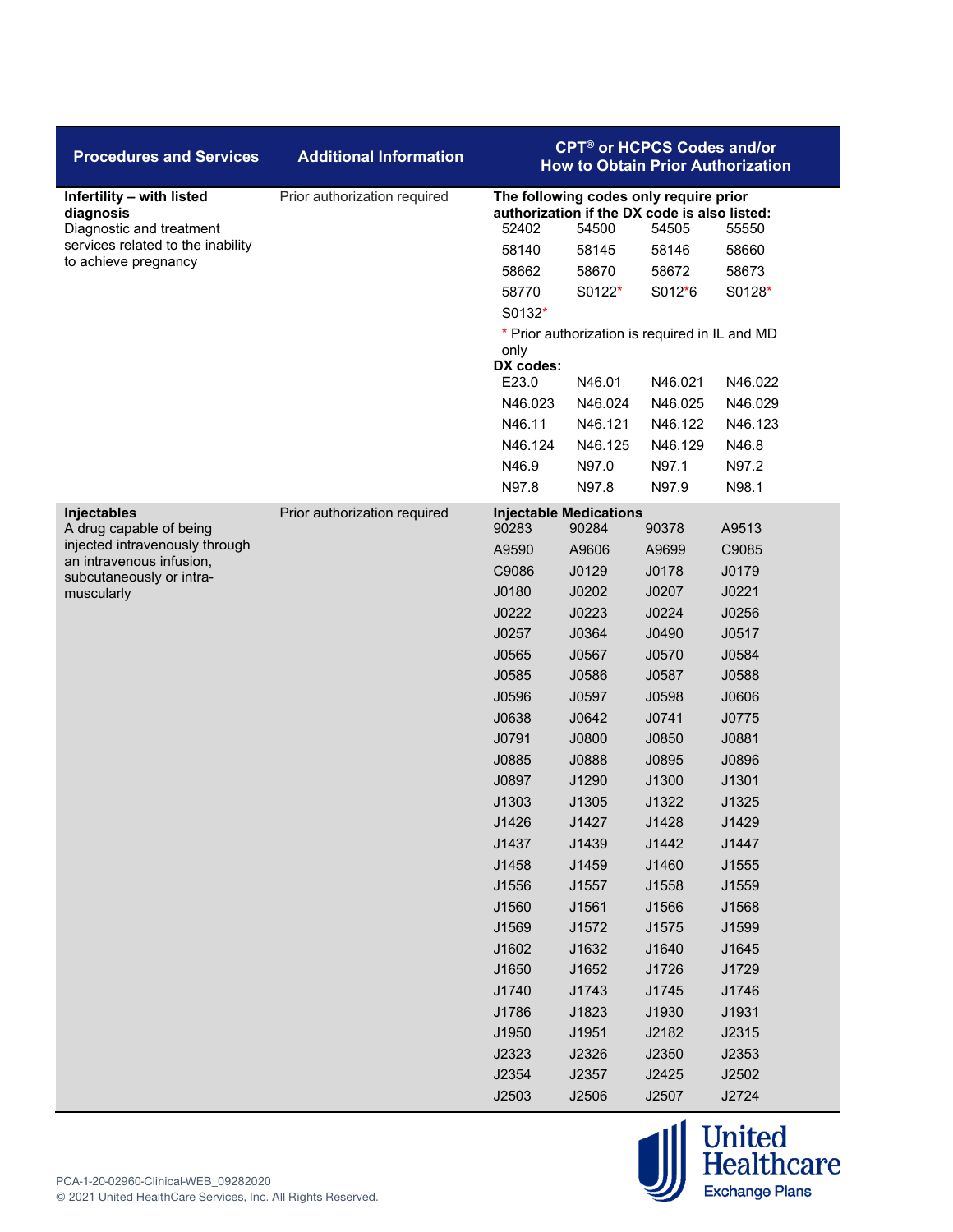| Procedures and Services | Additional Information | CPT® or HCPCS Codes and/or How to Obtain Prior Authorization |
|---|---|---|
| **Infertility – with listed diagnosis**<br>Diagnostic and treatment services related to the inability to achieve pregnancy | Prior authorization required | **The following codes only require prior authorization if the DX code is also listed:**<br>52402 54500 54505 55550<br>58140 58145 58146 58660<br>58662 58670 58672 58673<br>58770 S0122* S012*6 S0128*<br>S0132*<br>* Prior authorization is required in IL and MD only<br>**DX codes:**<br>E23.0 N46.01 N46.021 N46.022<br>N46.023 N46.024 N46.025 N46.029<br>N46.11 N46.121 N46.122 N46.123<br>N46.124 N46.125 N46.129 N46.8<br>N46.9 N97.0 N97.1 N97.2<br>N97.8 N97.8 N97.9 N98.1 |
| **Injectables**<br>A drug capable of being injected intravenously through an intravenous infusion, subcutaneously or intra-muscularly | Prior authorization required | **Injectable Medications**<br>90283 90284 90378 A9513<br>A9590 A9606 A9699 C9085<br>C9086 J0129 J0178 J0179<br>J0180 J0202 J0207 J0221<br>J0222 J0223 J0224 J0256<br>J0257 J0364 J0490 J0517<br>J0565 J0567 J0570 J0584<br>J0585 J0586 J0587 J0588<br>J0596 J0597 J0598 J0606<br>J0638 J0642 J0741 J0775<br>J0791 J0800 J0850 J0881<br>J0885 J0888 J0895 J0896<br>J0897 J1290 J1300 J1301<br>J1303 J1305 J1322 J1325<br>J1426 J1427 J1428 J1429<br>J1437 J1439 J1442 J1447<br>J1458 J1459 J1460 J1555<br>J1556 J1557 J1558 J1559<br>J1560 J1561 J1566 J1568<br>J1569 J1572 J1575 J1599<br>J1602 J1632 J1640 J1645<br>J1650 J1652 J1726 J1729<br>J1740 J1743 J1745 J1746<br>J1786 J1823 J1930 J1931<br>J1950 J1951 J2182 J2315<br>J2323 J2326 J2350 J2353<br>J2354 J2357 J2425 J2502<br>J2503 J2506 J2507 J2724 |

PCA-1-20-02960-Clinical-WEB_09282020
© 2021 United HealthCare Services, Inc. All Rights Reserved.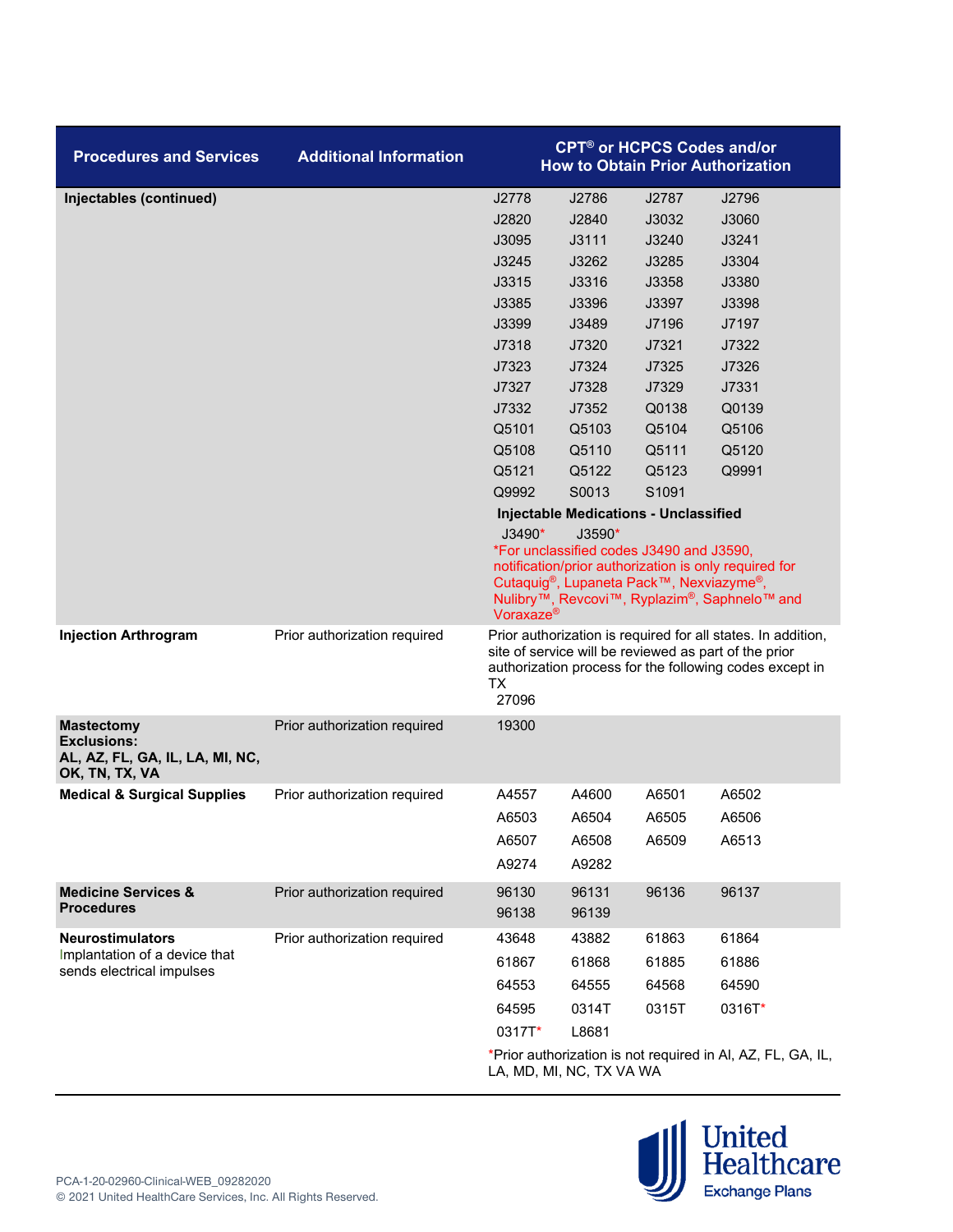| Procedures and Services | Additional Information | CPT® or HCPCS Codes and/or How to Obtain Prior Authorization |
|---|---|---|
| **Injectables (continued)** | | J2778 J2786 J2787 J2796<br>J2820 J2840 J3032 J3060<br>J3095 J3111 J3240 J3241<br>J3245 J3262 J3285 J3304<br>J3315 J3316 J3358 J3380<br>J3385 J3396 J3397 J3398<br>J3399 J3489 J7196 J7197<br>J7318 J7320 J7321 J7322<br>J7323 J7324 J7325 J7326<br>J7327 J7328 J7329 J7331<br>J7332 J7352 Q0138 Q0139<br>Q5101 Q5103 Q5104 Q5106<br>Q5108 Q5110 Q5111 Q5120<br>Q5121 Q5122 Q5123 Q9991<br>Q9992 S0013 S1091<br>**Injectable Medications - Unclassified**<br>J3490* J3590*<br>*For unclassified codes J3490 and J3590, notification/prior authorization is only required for Cutaquig®, Lupaneta Pack™, Nexviazyme®, Nulibry™, Revcovi™, Ryplazim®, Saphnelo™ and Voraxaze® |
| **Injection Arthrogram** | Prior authorization required | Prior authorization is required for all states. In addition, site of service will be reviewed as part of the prior authorization process for the following codes except in TX<br>27096 |
| **Mastectomy**<br>**Exclusions:**<br>**AL, AZ, FL, GA, IL, LA, MI, NC, OK, TN, TX, VA** | Prior authorization required | 19300 |
| **Medical & Surgical Supplies** | Prior authorization required | A4557 A4600 A6501 A6502<br>A6503 A6504 A6505 A6506<br>A6507 A6508 A6509 A6513<br>A9274 A9282 |
| **Medicine Services & Procedures** | Prior authorization required | 96130 96131 96136 96137<br>96138 96139 |
| **Neurostimulators**<br>Implantation of a device that sends electrical impulses | Prior authorization required | 43648 43882 61863 61864<br>61867 61868 61885 61886<br>64553 64555 64568 64590<br>64595 0314T 0315T 0316T*<br>0317T* L8681<br>*Prior authorization is not required in Al, AZ, FL, GA, IL, LA, MD, MI, NC, TX VA WA |

PCA-1-20-02960-Clinical-WEB_09282020
© 2021 United HealthCare Services, Inc. All Rights Reserved.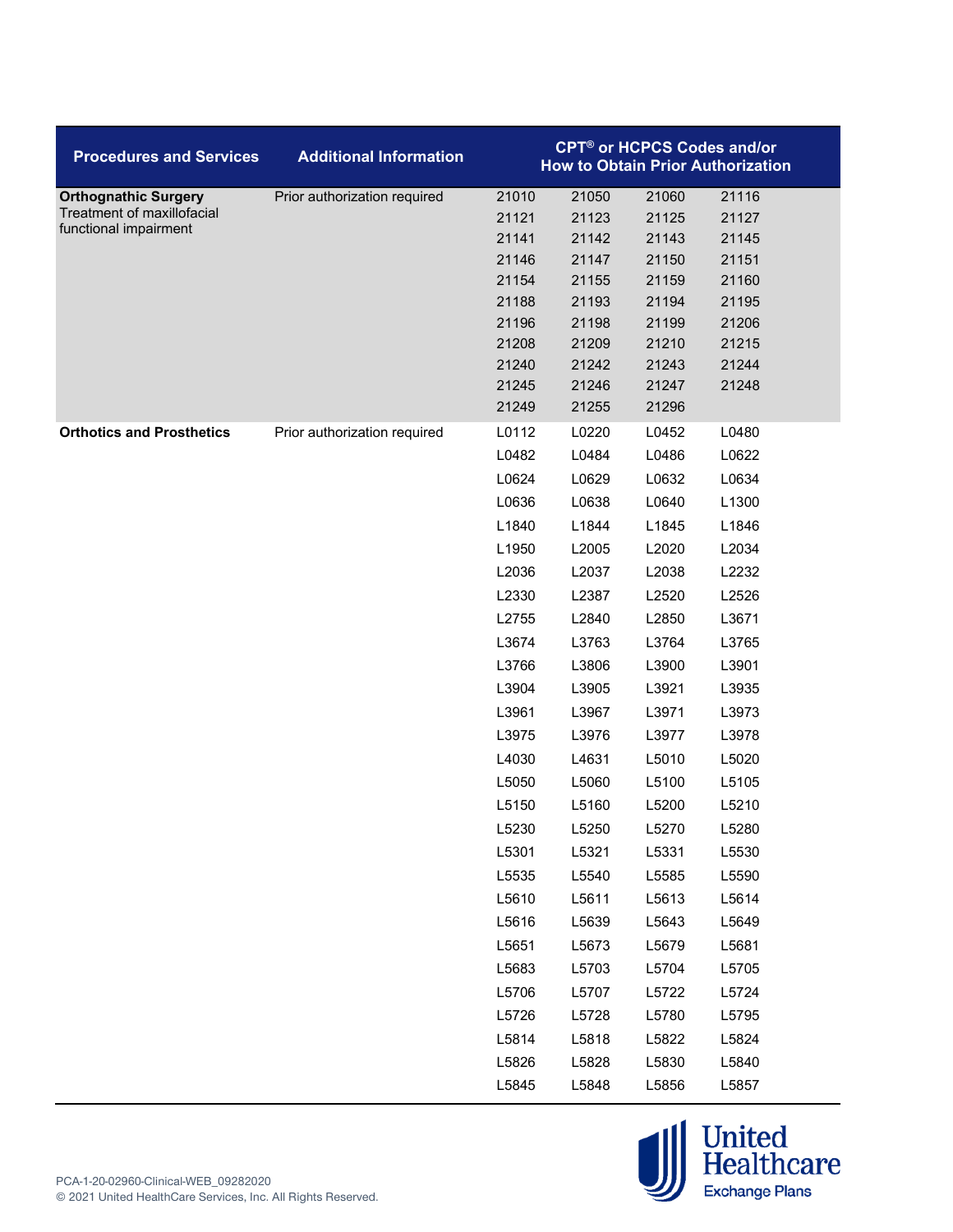| Procedures and Services | Additional Information | CPT® or HCPCS Codes and/or How to Obtain Prior Authorization | | | |
|---|---|---|---|---|---|
| **Orthognathic Surgery** Treatment of maxillofacial functional impairment | Prior authorization required | 21010 | 21050 | 21060 | 21116 |
| | | 21121 | 21123 | 21125 | 21127 |
| | | 21141 | 21142 | 21143 | 21145 |
| | | 21146 | 21147 | 21150 | 21151 |
| | | 21154 | 21155 | 21159 | 21160 |
| | | 21188 | 21193 | 21194 | 21195 |
| | | 21196 | 21198 | 21199 | 21206 |
| | | 21208 | 21209 | 21210 | 21215 |
| | | 21240 | 21242 | 21243 | 21244 |
| | | 21245 | 21246 | 21247 | 21248 |
| | | 21249 | 21255 | 21296 | |
| **Orthotics and Prosthetics** | Prior authorization required | L0112 | L0220 | L0452 | L0480 |
| | | L0482 | L0484 | L0486 | L0622 |
| | | L0624 | L0629 | L0632 | L0634 |
| | | L0636 | L0638 | L0640 | L1300 |
| | | L1840 | L1844 | L1845 | L1846 |
| | | L1950 | L2005 | L2020 | L2034 |
| | | L2036 | L2037 | L2038 | L2232 |
| | | L2330 | L2387 | L2520 | L2526 |
| | | L2755 | L2840 | L2850 | L3671 |
| | | L3674 | L3763 | L3764 | L3765 |
| | | L3766 | L3806 | L3900 | L3901 |
| | | L3904 | L3905 | L3921 | L3935 |
| | | L3961 | L3967 | L3971 | L3973 |
| | | L3975 | L3976 | L3977 | L3978 |
| | | L4030 | L4631 | L5010 | L5020 |
| | | L5050 | L5060 | L5100 | L5105 |
| | | L5150 | L5160 | L5200 | L5210 |
| | | L5230 | L5250 | L5270 | L5280 |
| | | L5301 | L5321 | L5331 | L5530 |
| | | L5535 | L5540 | L5585 | L5590 |
| | | L5610 | L5611 | L5613 | L5614 |
| | | L5616 | L5639 | L5643 | L5649 |
| | | L5651 | L5673 | L5679 | L5681 |
| | | L5683 | L5703 | L5704 | L5705 |
| | | L5706 | L5707 | L5722 | L5724 |
| | | L5726 | L5728 | L5780 | L5795 |
| | | L5814 | L5818 | L5822 | L5824 |
| | | L5826 | L5828 | L5830 | L5840 |
| | | L5845 | L5848 | L5856 | L5857 |

PCA-1-20-02960-Clinical-WEB_09282020
© 2021 United HealthCare Services, Inc. All Rights Reserved.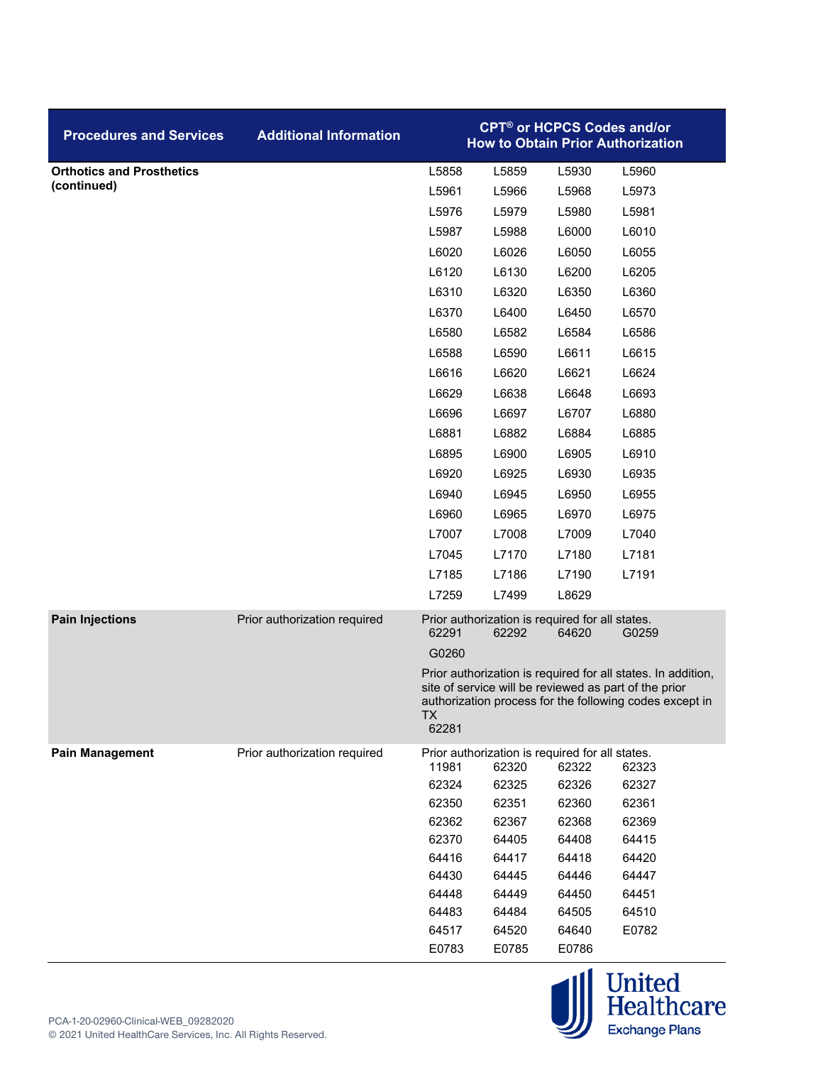| Procedures and Services | Additional Information | CPT® or HCPCS Codes and/or How to Obtain Prior Authorization |
|---|---|---|
| **Orthotics and Prosthetics (continued)** | | L5858 L5859 L5930 L5960<br>L5961 L5966 L5968 L5973<br>L5976 L5979 L5980 L5981<br>L5987 L5988 L6000 L6010<br>L6020 L6026 L6050 L6055<br>L6120 L6130 L6200 L6205<br>L6310 L6320 L6350 L6360<br>L6370 L6400 L6450 L6570<br>L6580 L6582 L6584 L6586<br>L6588 L6590 L6611 L6615<br>L6616 L6620 L6621 L6624<br>L6629 L6638 L6648 L6693<br>L6696 L6697 L6707 L6880<br>L6881 L6882 L6884 L6885<br>L6895 L6900 L6905 L6910<br>L6920 L6925 L6930 L6935<br>L6940 L6945 L6950 L6955<br>L6960 L6965 L6970 L6975<br>L7007 L7008 L7009 L7040<br>L7045 L7170 L7180 L7181<br>L7185 L7186 L7190 L7191<br>L7259 L7499 L8629 |
| **Pain Injections** | Prior authorization required | Prior authorization is required for all states.<br>62291 62292 64620 G0259<br>G0260<br>Prior authorization is required for all states. In addition, site of service will be reviewed as part of the prior authorization process for the following codes except in TX<br>62281 |
| **Pain Management** | Prior authorization required | Prior authorization is required for all states.<br>11981 62320 62322 62323<br>62324 62325 62326 62327<br>62350 62351 62360 62361<br>62362 62367 62368 62369<br>62370 64405 64408 64415<br>64416 64417 64418 64420<br>64430 64445 64446 64447<br>64448 64449 64450 64451<br>64483 64484 64505 64510<br>64517 64520 64640 E0782<br>E0783 E0785 E0786 |

PCA-1-20-02960-Clinical-WEB_09282020
© 2021 United HealthCare Services, Inc. All Rights Reserved.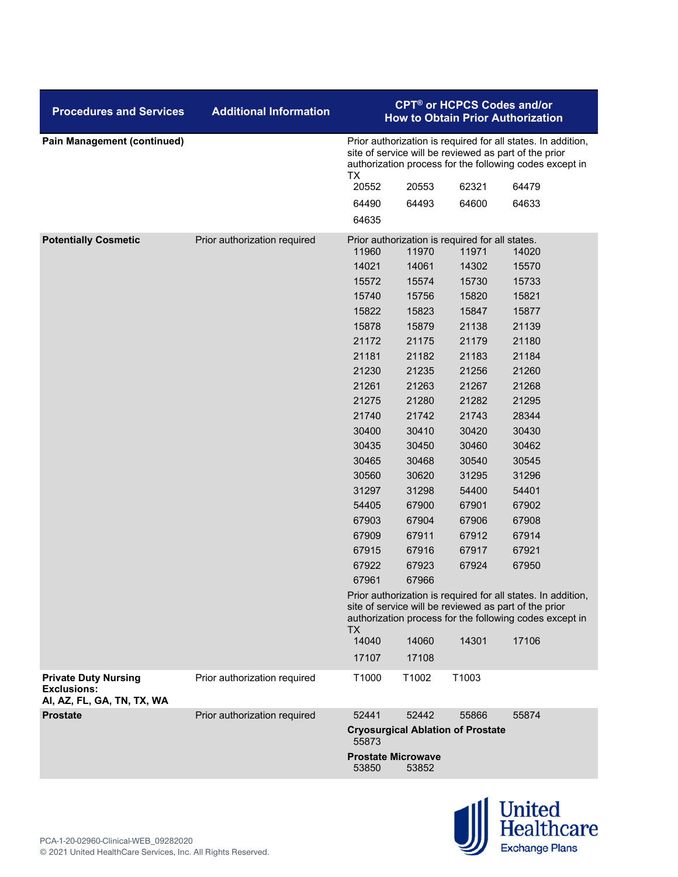| Procedures and Services | Additional Information | CPT® or HCPCS Codes and/or How to Obtain Prior Authorization |
|---|---|---|
| **Pain Management (continued)** | | Prior authorization is required for all states. In addition, site of service will be reviewed as part of the prior authorization process for the following codes except in TX<br>20552 20553 62321 64479<br>64490 64493 64600 64633<br>64635 |
| **Potentially Cosmetic** | Prior authorization required | Prior authorization is required for all states.<br>11960 11970 11971 14020<br>14021 14061 14302 15570<br>15572 15574 15730 15733<br>15740 15756 15820 15821<br>15822 15823 15847 15877<br>15878 15879 21138 21139<br>21172 21175 21179 21180<br>21181 21182 21183 21184<br>21230 21235 21256 21260<br>21261 21263 21267 21268<br>21275 21280 21282 21295<br>21740 21742 21743 28344<br>30400 30410 30420 30430<br>30435 30450 30460 30462<br>30465 30468 30540 30545<br>30560 30620 31295 31296<br>31297 31298 54400 54401<br>54405 67900 67901 67902<br>67903 67904 67906 67908<br>67909 67911 67912 67914<br>67915 67916 67917 67921<br>67922 67923 67924 67950<br>67961 67966<br>Prior authorization is required for all states. In addition, site of service will be reviewed as part of the prior authorization process for the following codes except in TX<br>14040 14060 14301 17106<br>17107 17108 |
| **Private Duty Nursing Exclusions: Al, AZ, FL, GA, TN, TX, WA** | Prior authorization required | T1000 T1002 T1003 |
| **Prostate** | Prior authorization required | 52441 52442 55866 55874<br>**Cryosurgical Ablation of Prostate**<br>55873<br>**Prostate Microwave**<br>53850 53852 |

PCA-1-20-02960-Clinical-WEB_09282020
© 2021 United HealthCare Services, Inc. All Rights Reserved.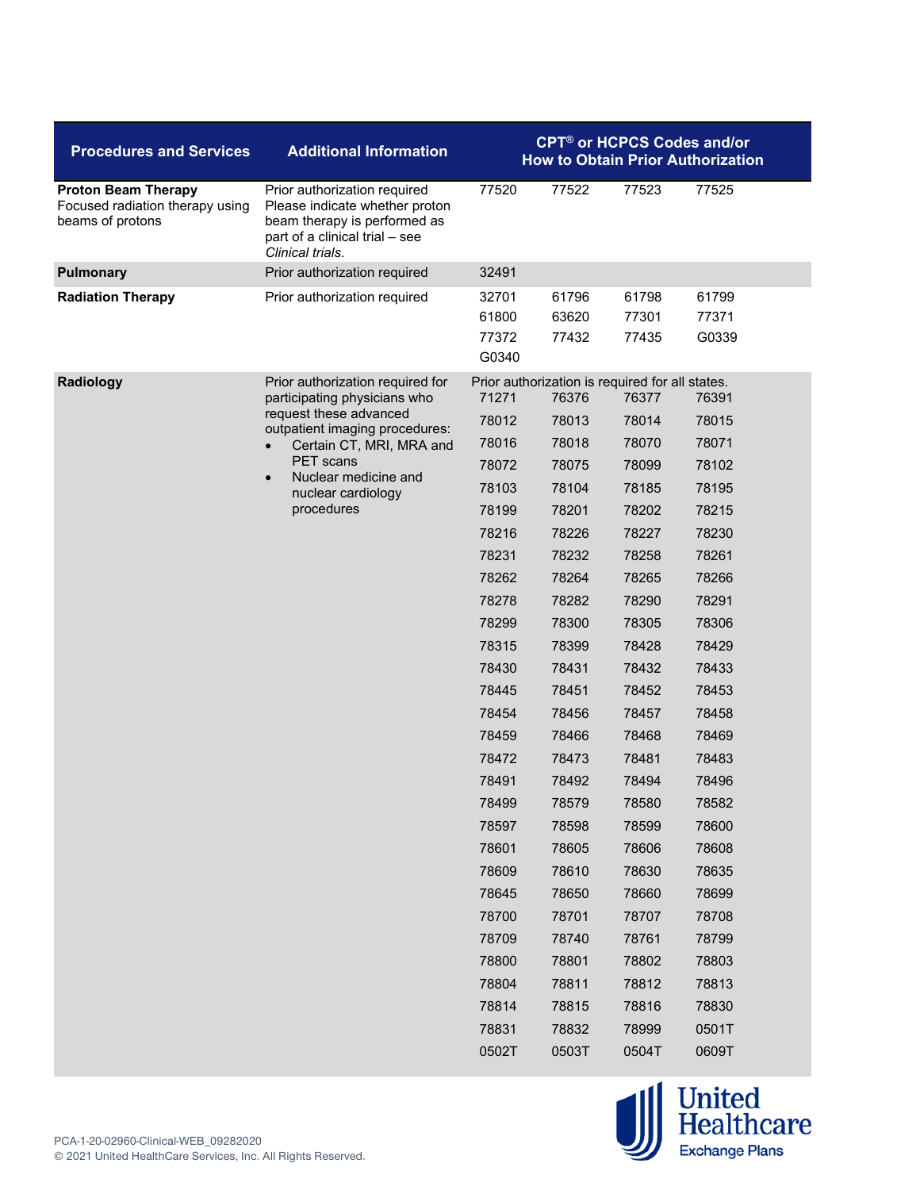| Procedures and Services | Additional Information | CPT® or HCPCS Codes and/or How to Obtain Prior Authorization | | | |
|---|---|---|---|---|---|
| **Proton Beam Therapy** Focused radiation therapy using beams of protons | Prior authorization required Please indicate whether proton beam therapy is performed as part of a clinical trial – see *Clinical trials*. | 77520 | 77522 | 77523 | 77525 |
| **Pulmonary** | Prior authorization required | 32491 | | | |
| **Radiation Therapy** | Prior authorization required | 32701 | 61796 | 61798 | 61799 |
| | | 61800 | 63620 | 77301 | 77371 |
| | | 77372 | 77432 | 77435 | G0339 |
| | | G0340 | | | |
| **Radiology** | Prior authorization required for participating physicians who request these advanced outpatient imaging procedures: • Certain CT, MRI, MRA and PET scans • Nuclear medicine and nuclear cardiology procedures | Prior authorization is required for all states. | | | |
| | | 71271 | 76376 | 76377 | 76391 |
| | | 78012 | 78013 | 78014 | 78015 |
| | | 78016 | 78018 | 78070 | 78071 |
| | | 78072 | 78075 | 78099 | 78102 |
| | | 78103 | 78104 | 78185 | 78195 |
| | | 78199 | 78201 | 78202 | 78215 |
| | | 78216 | 78226 | 78227 | 78230 |
| | | 78231 | 78232 | 78258 | 78261 |
| | | 78262 | 78264 | 78265 | 78266 |
| | | 78278 | 78282 | 78290 | 78291 |
| | | 78299 | 78300 | 78305 | 78306 |
| | | 78315 | 78399 | 78428 | 78429 |
| | | 78430 | 78431 | 78432 | 78433 |
| | | 78445 | 78451 | 78452 | 78453 |
| | | 78454 | 78456 | 78457 | 78458 |
| | | 78459 | 78466 | 78468 | 78469 |
| | | 78472 | 78473 | 78481 | 78483 |
| | | 78491 | 78492 | 78494 | 78496 |
| | | 78499 | 78579 | 78580 | 78582 |
| | | 78597 | 78598 | 78599 | 78600 |
| | | 78601 | 78605 | 78606 | 78608 |
| | | 78609 | 78610 | 78630 | 78635 |
| | | 78645 | 78650 | 78660 | 78699 |
| | | 78700 | 78701 | 78707 | 78708 |
| | | 78709 | 78740 | 78761 | 78799 |
| | | 78800 | 78801 | 78802 | 78803 |
| | | 78804 | 78811 | 78812 | 78813 |
| | | 78814 | 78815 | 78816 | 78830 |
| | | 78831 | 78832 | 78999 | 0501T |
| | | 0502T | 0503T | 0504T | 0609T |

PCA-1-20-02960-Clinical-WEB_09282020
© 2021 United HealthCare Services, Inc. All Rights Reserved.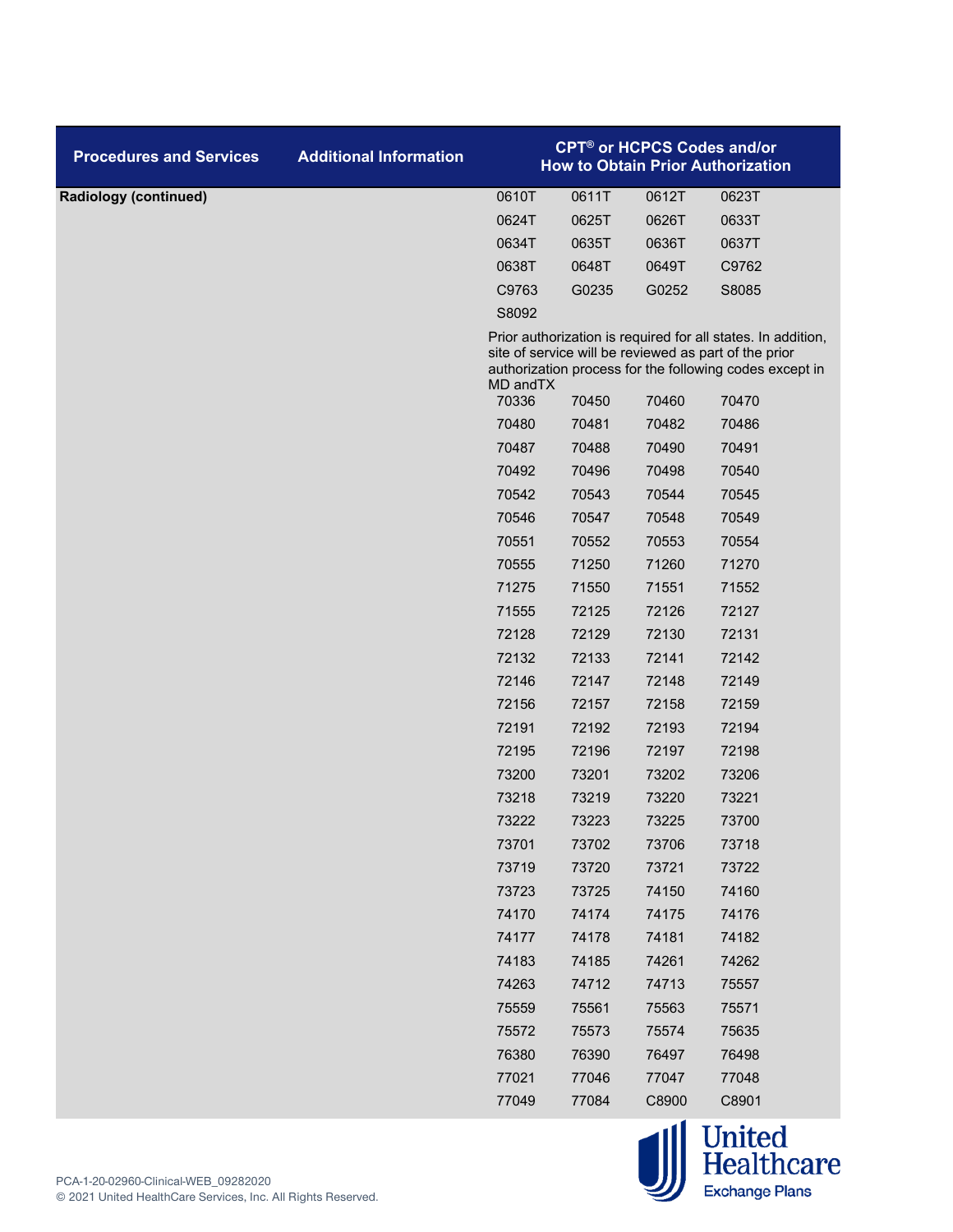| Procedures and Services | Additional Information | CPT® or HCPCS Codes and/or How to Obtain Prior Authorization | | | |
|---|---|---|---|---|---|
| **Radiology (continued)** | | 0610T | 0611T | 0612T | 0623T |
| | | 0624T | 0625T | 0626T | 0633T |
| | | 0634T | 0635T | 0636T | 0637T |
| | | 0638T | 0648T | 0649T | C9762 |
| | | C9763 | G0235 | G0252 | S8085 |
| | | S8092 | | | |
| | | Prior authorization is required for all states. In addition, site of service will be reviewed as part of the prior authorization process for the following codes except in MD andTX | | | |
| | | 70336 | 70450 | 70460 | 70470 |
| | | 70480 | 70481 | 70482 | 70486 |
| | | 70487 | 70488 | 70490 | 70491 |
| | | 70492 | 70496 | 70498 | 70540 |
| | | 70542 | 70543 | 70544 | 70545 |
| | | 70546 | 70547 | 70548 | 70549 |
| | | 70551 | 70552 | 70553 | 70554 |
| | | 70555 | 71250 | 71260 | 71270 |
| | | 71275 | 71550 | 71551 | 71552 |
| | | 71555 | 72125 | 72126 | 72127 |
| | | 72128 | 72129 | 72130 | 72131 |
| | | 72132 | 72133 | 72141 | 72142 |
| | | 72146 | 72147 | 72148 | 72149 |
| | | 72156 | 72157 | 72158 | 72159 |
| | | 72191 | 72192 | 72193 | 72194 |
| | | 72195 | 72196 | 72197 | 72198 |
| | | 73200 | 73201 | 73202 | 73206 |
| | | 73218 | 73219 | 73220 | 73221 |
| | | 73222 | 73223 | 73225 | 73700 |
| | | 73701 | 73702 | 73706 | 73718 |
| | | 73719 | 73720 | 73721 | 73722 |
| | | 73723 | 73725 | 74150 | 74160 |
| | | 74170 | 74174 | 74175 | 74176 |
| | | 74177 | 74178 | 74181 | 74182 |
| | | 74183 | 74185 | 74261 | 74262 |
| | | 74263 | 74712 | 74713 | 75557 |
| | | 75559 | 75561 | 75563 | 75571 |
| | | 75572 | 75573 | 75574 | 75635 |
| | | 76380 | 76390 | 76497 | 76498 |
| | | 77021 | 77046 | 77047 | 77048 |
| | | 77049 | 77084 | C8900 | C8901 |

PCA-1-20-02960-Clinical-WEB_09282020
© 2021 United HealthCare Services, Inc. All Rights Reserved.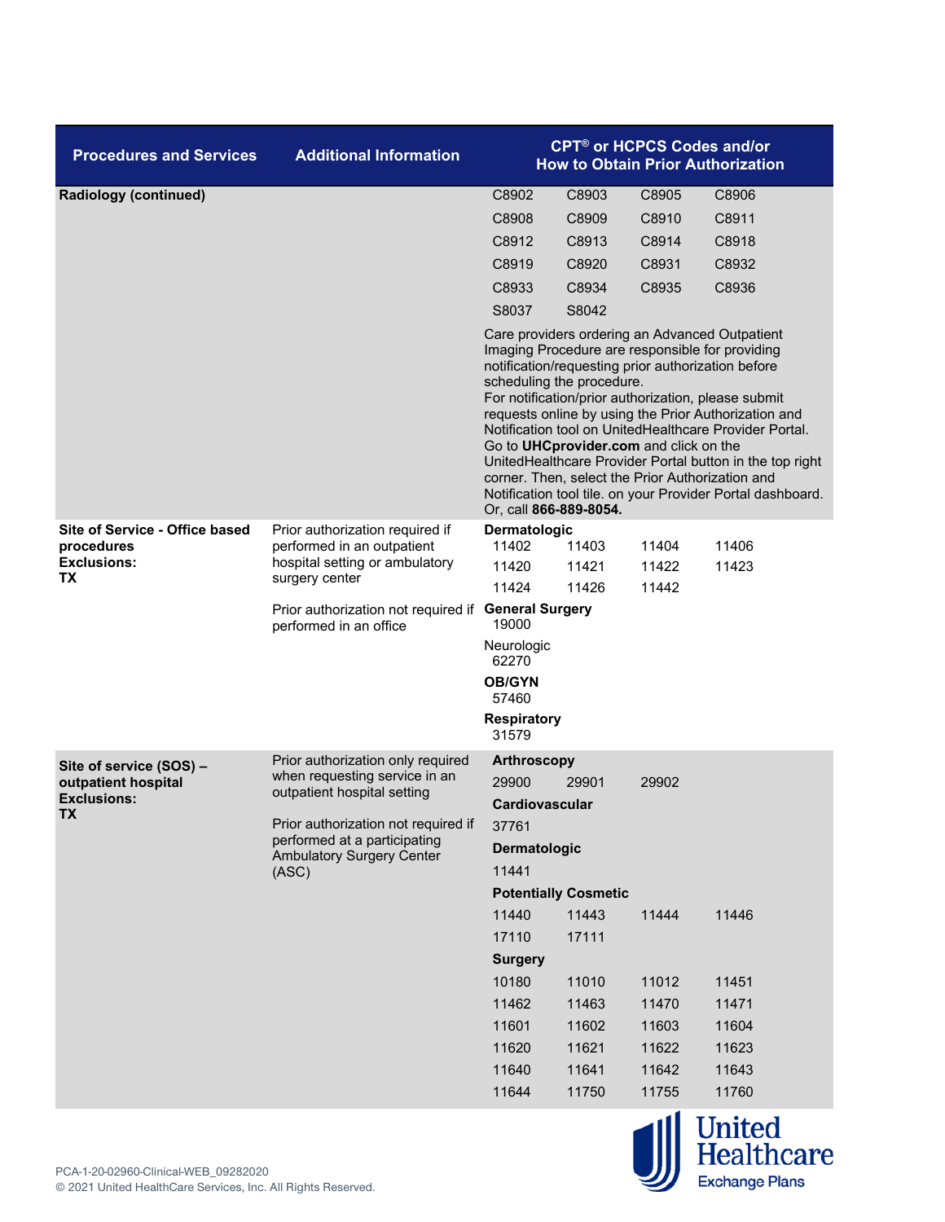| Procedures and Services | Additional Information | CPT® or HCPCS Codes and/or How to Obtain Prior Authorization |
|---|---|---|
| **Radiology (continued)** | | C8902 C8903 C8905 C8906<br>C8908 C8909 C8910 C8911<br>C8912 C8913 C8914 C8918<br>C8919 C8920 C8931 C8932<br>C8933 C8934 C8935 C8936<br>S8037 S8042<br><br>Care providers ordering an Advanced Outpatient Imaging Procedure are responsible for providing notification/requesting prior authorization before scheduling the procedure.<br>For notification/prior authorization, please submit requests online by using the Prior Authorization and Notification tool on UnitedHealthcare Provider Portal. Go to **UHCprovider.com** and click on the UnitedHealthcare Provider Portal button in the top right corner. Then, select the Prior Authorization and Notification tool tile. on your Provider Portal dashboard. Or, call **866-889-8054.** |
| **Site of Service - Office based procedures**<br>**Exclusions:**<br>**TX** | Prior authorization required if performed in an outpatient hospital setting or ambulatory surgery center<br><br>Prior authorization not required if performed in an office | **Dermatologic**<br>11402 11403 11404 11406<br>11420 11421 11422 11423<br>11424 11426 11442<br>**General Surgery**<br>19000<br>Neurologic<br>62270<br>**OB/GYN**<br>57460<br>**Respiratory**<br>31579 |
| **Site of service (SOS) – outpatient hospital**<br>**Exclusions:**<br>**TX** | Prior authorization only required when requesting service in an outpatient hospital setting<br><br>Prior authorization not required if performed at a participating Ambulatory Surgery Center (ASC) | **Arthroscopy**<br>29900 29901 29902<br>**Cardiovascular**<br>37761<br>**Dermatologic**<br>11441<br>**Potentially Cosmetic**<br>11440 11443 11444 11446<br>17110 17111<br>**Surgery**<br>10180 11010 11012 11451<br>11462 11463 11470 11471<br>11601 11602 11603 11604<br>11620 11621 11622 11623<br>11640 11641 11642 11643<br>11644 11750 11755 11760 |

PCA-1-20-02960-Clinical-WEB_09282020
© 2021 United HealthCare Services, Inc. All Rights Reserved.

United Healthcare Exchange Plans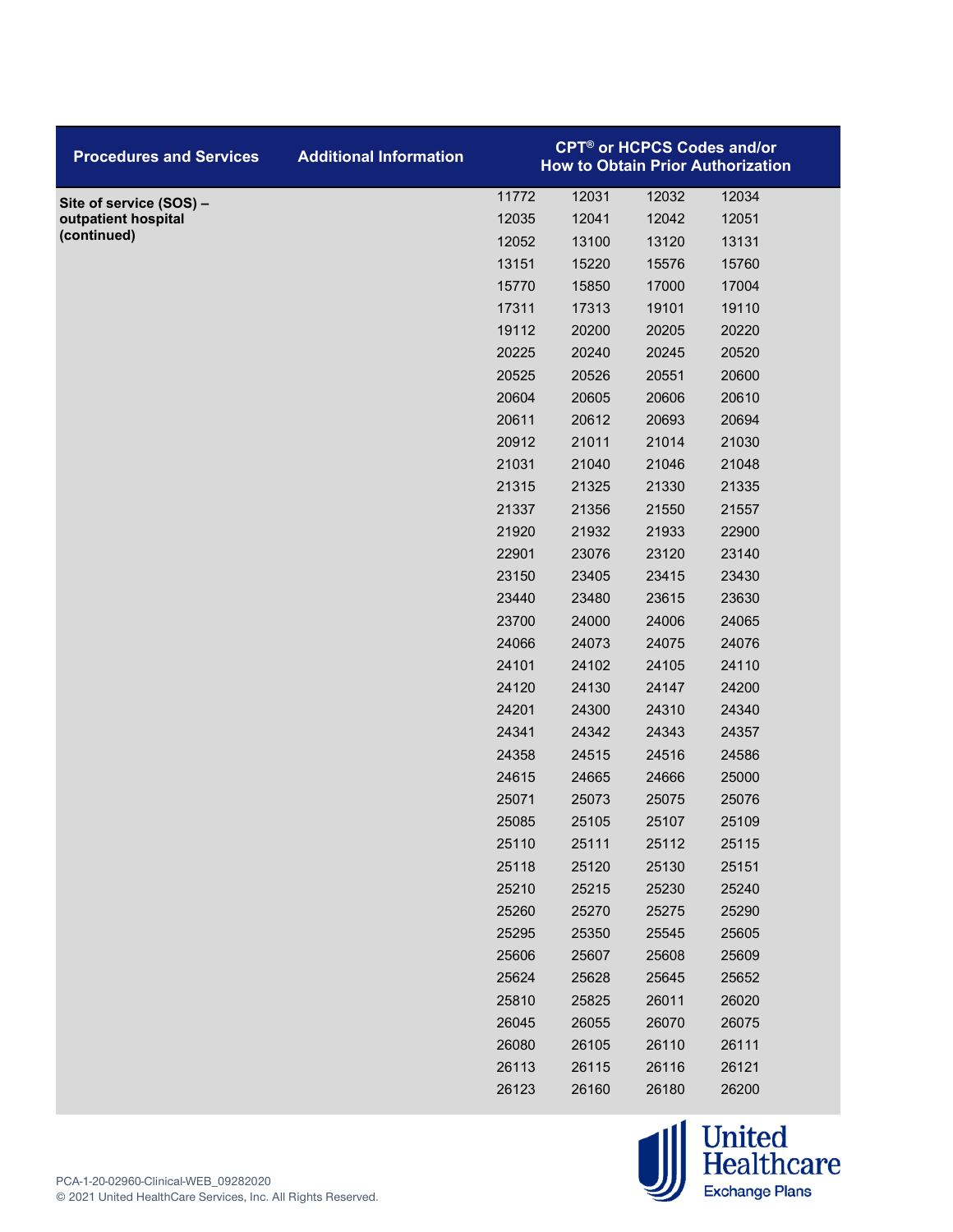| Procedures and Services | Additional Information | CPT® or HCPCS Codes and/or How to Obtain Prior Authorization | | | |
|---|---|---|---|---|---|
| **Site of service (SOS) – outpatient hospital (continued)** | | 11772 | 12031 | 12032 | 12034 |
| | | 12035 | 12041 | 12042 | 12051 |
| | | 12052 | 13100 | 13120 | 13131 |
| | | 13151 | 15220 | 15576 | 15760 |
| | | 15770 | 15850 | 17000 | 17004 |
| | | 17311 | 17313 | 19101 | 19110 |
| | | 19112 | 20200 | 20205 | 20220 |
| | | 20225 | 20240 | 20245 | 20520 |
| | | 20525 | 20526 | 20551 | 20600 |
| | | 20604 | 20605 | 20606 | 20610 |
| | | 20611 | 20612 | 20693 | 20694 |
| | | 20912 | 21011 | 21014 | 21030 |
| | | 21031 | 21040 | 21046 | 21048 |
| | | 21315 | 21325 | 21330 | 21335 |
| | | 21337 | 21356 | 21550 | 21557 |
| | | 21920 | 21932 | 21933 | 22900 |
| | | 22901 | 23076 | 23120 | 23140 |
| | | 23150 | 23405 | 23415 | 23430 |
| | | 23440 | 23480 | 23615 | 23630 |
| | | 23700 | 24000 | 24006 | 24065 |
| | | 24066 | 24073 | 24075 | 24076 |
| | | 24101 | 24102 | 24105 | 24110 |
| | | 24120 | 24130 | 24147 | 24200 |
| | | 24201 | 24300 | 24310 | 24340 |
| | | 24341 | 24342 | 24343 | 24357 |
| | | 24358 | 24515 | 24516 | 24586 |
| | | 24615 | 24665 | 24666 | 25000 |
| | | 25071 | 25073 | 25075 | 25076 |
| | | 25085 | 25105 | 25107 | 25109 |
| | | 25110 | 25111 | 25112 | 25115 |
| | | 25118 | 25120 | 25130 | 25151 |
| | | 25210 | 25215 | 25230 | 25240 |
| | | 25260 | 25270 | 25275 | 25290 |
| | | 25295 | 25350 | 25545 | 25605 |
| | | 25606 | 25607 | 25608 | 25609 |
| | | 25624 | 25628 | 25645 | 25652 |
| | | 25810 | 25825 | 26011 | 26020 |
| | | 26045 | 26055 | 26070 | 26075 |
| | | 26080 | 26105 | 26110 | 26111 |
| | | 26113 | 26115 | 26116 | 26121 |
| | | 26123 | 26160 | 26180 | 26200 |

PCA-1-20-02960-Clinical-WEB_09282020
© 2021 United HealthCare Services, Inc. All Rights Reserved.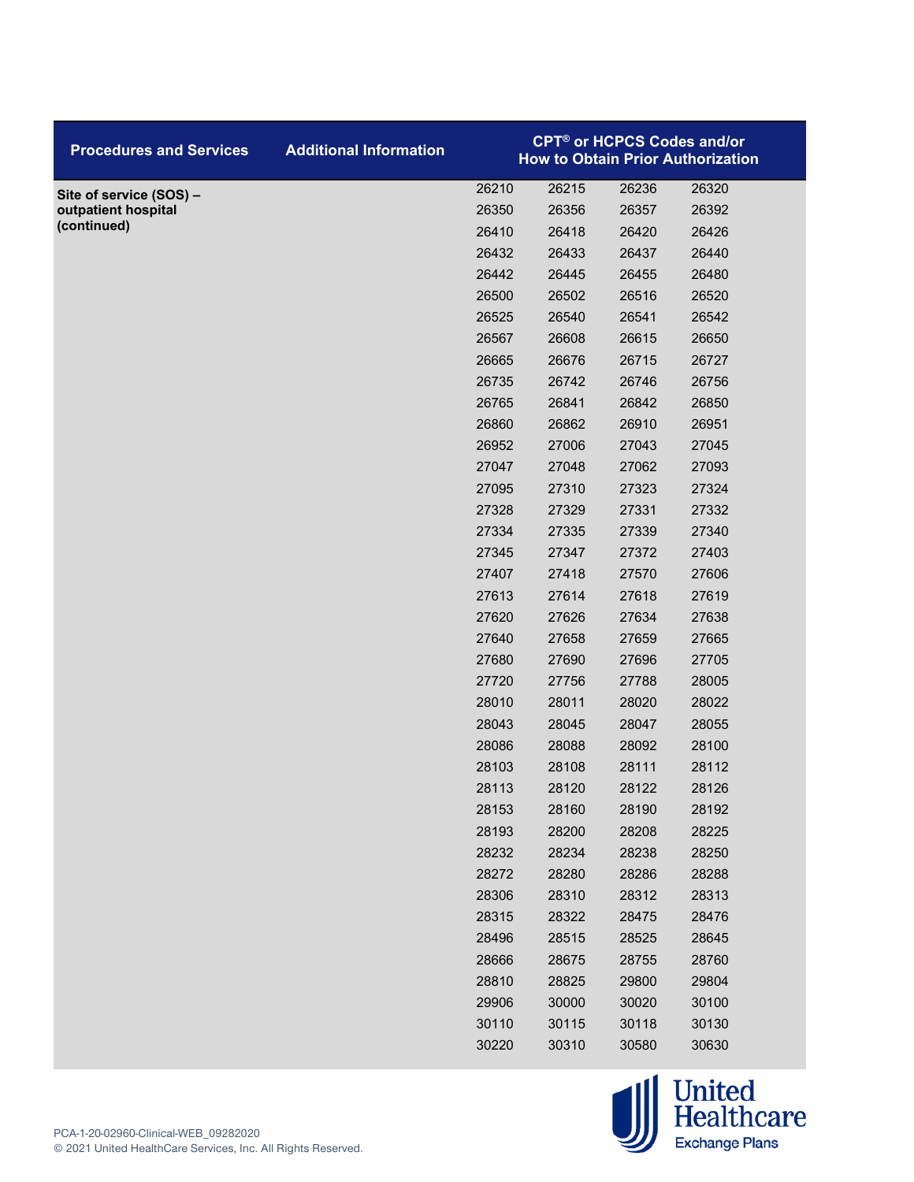| Procedures and Services | Additional Information | CPT® or HCPCS Codes and/or How to Obtain Prior Authorization | | | |
|---|---|---|---|---|---|
| **Site of service (SOS) – outpatient hospital (continued)** | | 26210 | 26215 | 26236 | 26320 |
| | | 26350 | 26356 | 26357 | 26392 |
| | | 26410 | 26418 | 26420 | 26426 |
| | | 26432 | 26433 | 26437 | 26440 |
| | | 26442 | 26445 | 26455 | 26480 |
| | | 26500 | 26502 | 26516 | 26520 |
| | | 26525 | 26540 | 26541 | 26542 |
| | | 26567 | 26608 | 26615 | 26650 |
| | | 26665 | 26676 | 26715 | 26727 |
| | | 26735 | 26742 | 26746 | 26756 |
| | | 26765 | 26841 | 26842 | 26850 |
| | | 26860 | 26862 | 26910 | 26951 |
| | | 26952 | 27006 | 27043 | 27045 |
| | | 27047 | 27048 | 27062 | 27093 |
| | | 27095 | 27310 | 27323 | 27324 |
| | | 27328 | 27329 | 27331 | 27332 |
| | | 27334 | 27335 | 27339 | 27340 |
| | | 27345 | 27347 | 27372 | 27403 |
| | | 27407 | 27418 | 27570 | 27606 |
| | | 27613 | 27614 | 27618 | 27619 |
| | | 27620 | 27626 | 27634 | 27638 |
| | | 27640 | 27658 | 27659 | 27665 |
| | | 27680 | 27690 | 27696 | 27705 |
| | | 27720 | 27756 | 27788 | 28005 |
| | | 28010 | 28011 | 28020 | 28022 |
| | | 28043 | 28045 | 28047 | 28055 |
| | | 28086 | 28088 | 28092 | 28100 |
| | | 28103 | 28108 | 28111 | 28112 |
| | | 28113 | 28120 | 28122 | 28126 |
| | | 28153 | 28160 | 28190 | 28192 |
| | | 28193 | 28200 | 28208 | 28225 |
| | | 28232 | 28234 | 28238 | 28250 |
| | | 28272 | 28280 | 28286 | 28288 |
| | | 28306 | 28310 | 28312 | 28313 |
| | | 28315 | 28322 | 28475 | 28476 |
| | | 28496 | 28515 | 28525 | 28645 |
| | | 28666 | 28675 | 28755 | 28760 |
| | | 28810 | 28825 | 29800 | 29804 |
| | | 29906 | 30000 | 30020 | 30100 |
| | | 30110 | 30115 | 30118 | 30130 |
| | | 30220 | 30310 | 30580 | 30630 |

PCA-1-20-02960-Clinical-WEB_09282020
© 2021 United HealthCare Services, Inc. All Rights Reserved.

United Healthcare Exchange Plans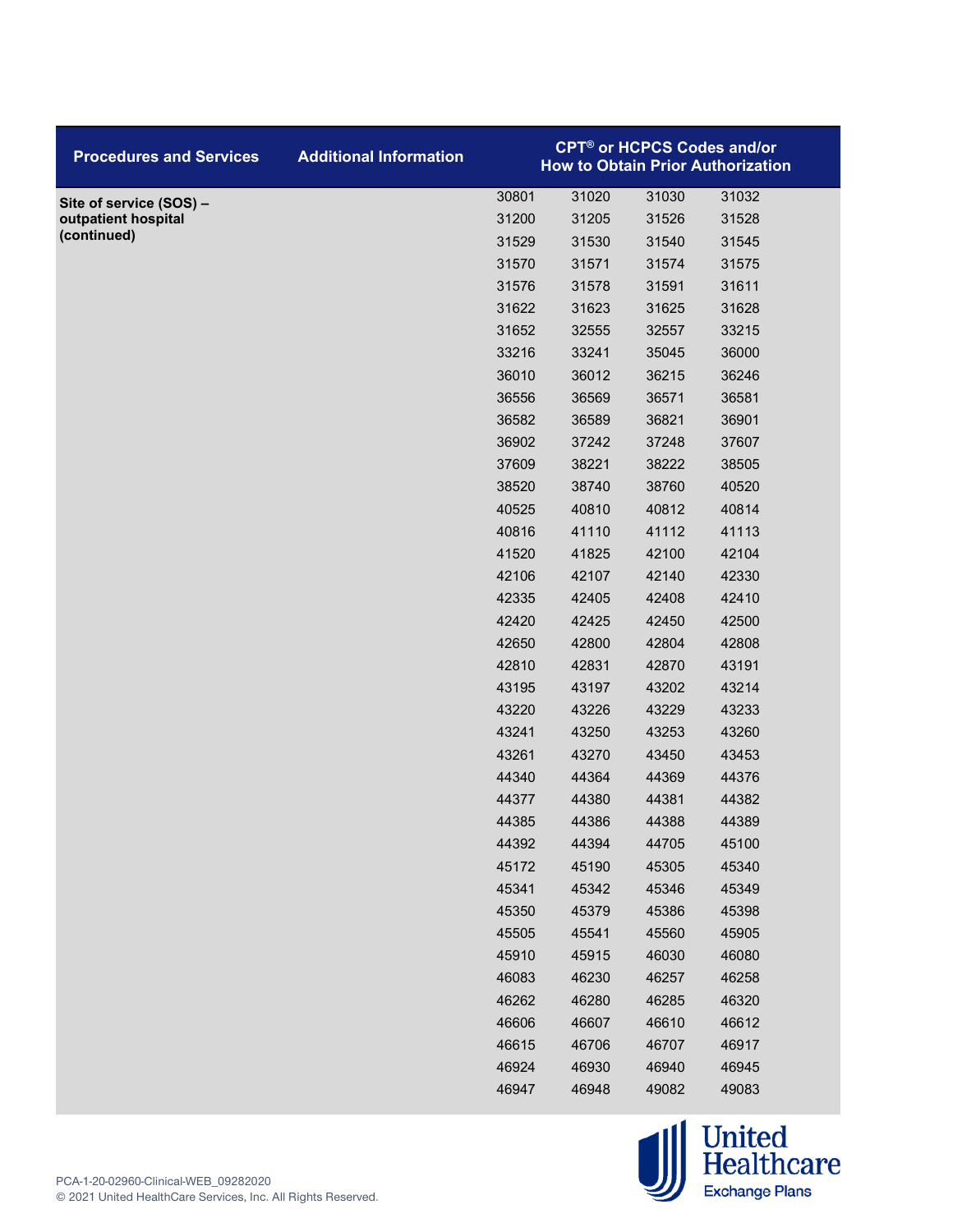| Procedures and Services | Additional Information | CPT® or HCPCS Codes and/or How to Obtain Prior Authorization | | | |
|---|---|---|---|---|---|
| Site of service (SOS) – outpatient hospital (continued) | | 30801 | 31020 | 31030 | 31032 |
| | | 31200 | 31205 | 31526 | 31528 |
| | | 31529 | 31530 | 31540 | 31545 |
| | | 31570 | 31571 | 31574 | 31575 |
| | | 31576 | 31578 | 31591 | 31611 |
| | | 31622 | 31623 | 31625 | 31628 |
| | | 31652 | 32555 | 32557 | 33215 |
| | | 33216 | 33241 | 35045 | 36000 |
| | | 36010 | 36012 | 36215 | 36246 |
| | | 36556 | 36569 | 36571 | 36581 |
| | | 36582 | 36589 | 36821 | 36901 |
| | | 36902 | 37242 | 37248 | 37607 |
| | | 37609 | 38221 | 38222 | 38505 |
| | | 38520 | 38740 | 38760 | 40520 |
| | | 40525 | 40810 | 40812 | 40814 |
| | | 40816 | 41110 | 41112 | 41113 |
| | | 41520 | 41825 | 42100 | 42104 |
| | | 42106 | 42107 | 42140 | 42330 |
| | | 42335 | 42405 | 42408 | 42410 |
| | | 42420 | 42425 | 42450 | 42500 |
| | | 42650 | 42800 | 42804 | 42808 |
| | | 42810 | 42831 | 42870 | 43191 |
| | | 43195 | 43197 | 43202 | 43214 |
| | | 43220 | 43226 | 43229 | 43233 |
| | | 43241 | 43250 | 43253 | 43260 |
| | | 43261 | 43270 | 43450 | 43453 |
| | | 44340 | 44364 | 44369 | 44376 |
| | | 44377 | 44380 | 44381 | 44382 |
| | | 44385 | 44386 | 44388 | 44389 |
| | | 44392 | 44394 | 44705 | 45100 |
| | | 45172 | 45190 | 45305 | 45340 |
| | | 45341 | 45342 | 45346 | 45349 |
| | | 45350 | 45379 | 45386 | 45398 |
| | | 45505 | 45541 | 45560 | 45905 |
| | | 45910 | 45915 | 46030 | 46080 |
| | | 46083 | 46230 | 46257 | 46258 |
| | | 46262 | 46280 | 46285 | 46320 |
| | | 46606 | 46607 | 46610 | 46612 |
| | | 46615 | 46706 | 46707 | 46917 |
| | | 46924 | 46930 | 46940 | 46945 |
| | | 46947 | 46948 | 49082 | 49083 |

PCA-1-20-02960-Clinical-WEB_09282020
© 2021 United HealthCare Services, Inc. All Rights Reserved.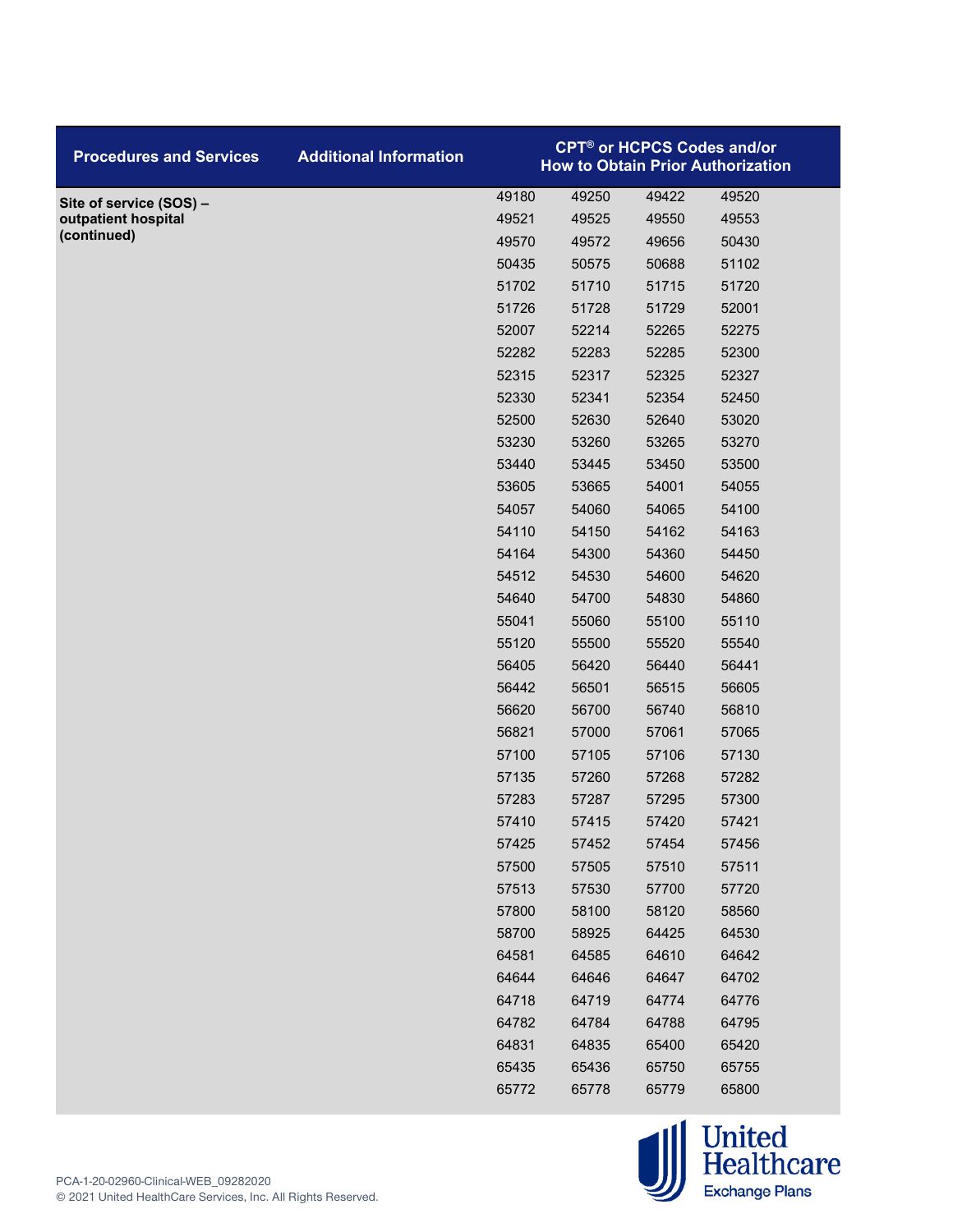| Procedures and Services | Additional Information | CPT® or HCPCS Codes and/or How to Obtain Prior Authorization | | | |
|---|---|---|---|---|---|
| **Site of service (SOS) – outpatient hospital (continued)** | | 49180 | 49250 | 49422 | 49520 |
| | | 49521 | 49525 | 49550 | 49553 |
| | | 49570 | 49572 | 49656 | 50430 |
| | | 50435 | 50575 | 50688 | 51102 |
| | | 51702 | 51710 | 51715 | 51720 |
| | | 51726 | 51728 | 51729 | 52001 |
| | | 52007 | 52214 | 52265 | 52275 |
| | | 52282 | 52283 | 52285 | 52300 |
| | | 52315 | 52317 | 52325 | 52327 |
| | | 52330 | 52341 | 52354 | 52450 |
| | | 52500 | 52630 | 52640 | 53020 |
| | | 53230 | 53260 | 53265 | 53270 |
| | | 53440 | 53445 | 53450 | 53500 |
| | | 53605 | 53665 | 54001 | 54055 |
| | | 54057 | 54060 | 54065 | 54100 |
| | | 54110 | 54150 | 54162 | 54163 |
| | | 54164 | 54300 | 54360 | 54450 |
| | | 54512 | 54530 | 54600 | 54620 |
| | | 54640 | 54700 | 54830 | 54860 |
| | | 55041 | 55060 | 55100 | 55110 |
| | | 55120 | 55500 | 55520 | 55540 |
| | | 56405 | 56420 | 56440 | 56441 |
| | | 56442 | 56501 | 56515 | 56605 |
| | | 56620 | 56700 | 56740 | 56810 |
| | | 56821 | 57000 | 57061 | 57065 |
| | | 57100 | 57105 | 57106 | 57130 |
| | | 57135 | 57260 | 57268 | 57282 |
| | | 57283 | 57287 | 57295 | 57300 |
| | | 57410 | 57415 | 57420 | 57421 |
| | | 57425 | 57452 | 57454 | 57456 |
| | | 57500 | 57505 | 57510 | 57511 |
| | | 57513 | 57530 | 57700 | 57720 |
| | | 57800 | 58100 | 58120 | 58560 |
| | | 58700 | 58925 | 64425 | 64530 |
| | | 64581 | 64585 | 64610 | 64642 |
| | | 64644 | 64646 | 64647 | 64702 |
| | | 64718 | 64719 | 64774 | 64776 |
| | | 64782 | 64784 | 64788 | 64795 |
| | | 64831 | 64835 | 65400 | 65420 |
| | | 65435 | 65436 | 65750 | 65755 |
| | | 65772 | 65778 | 65779 | 65800 |

PCA-1-20-02960-Clinical-WEB_09282020
© 2021 United HealthCare Services, Inc. All Rights Reserved.

United Healthcare Exchange Plans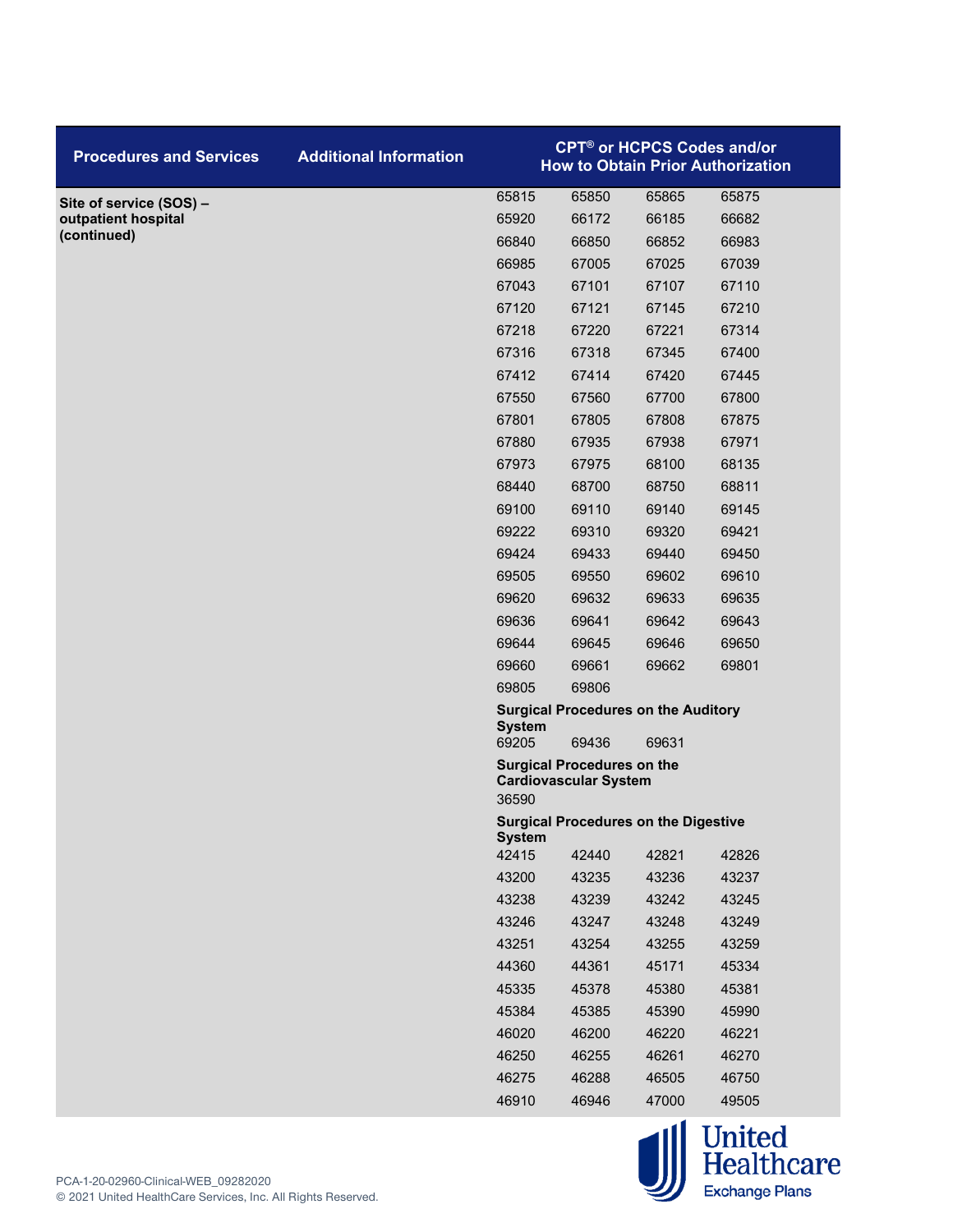| Procedures and Services | Additional Information | CPT® or HCPCS Codes and/or How to Obtain Prior Authorization | | | |
|---|---|---|---|---|---|
| Site of service (SOS) – outpatient hospital (continued) | | 65815 | 65850 | 65865 | 65875 |
| | | 65920 | 66172 | 66185 | 66682 |
| | | 66840 | 66850 | 66852 | 66983 |
| | | 66985 | 67005 | 67025 | 67039 |
| | | 67043 | 67101 | 67107 | 67110 |
| | | 67120 | 67121 | 67145 | 67210 |
| | | 67218 | 67220 | 67221 | 67314 |
| | | 67316 | 67318 | 67345 | 67400 |
| | | 67412 | 67414 | 67420 | 67445 |
| | | 67550 | 67560 | 67700 | 67800 |
| | | 67801 | 67805 | 67808 | 67875 |
| | | 67880 | 67935 | 67938 | 67971 |
| | | 67973 | 67975 | 68100 | 68135 |
| | | 68440 | 68700 | 68750 | 68811 |
| | | 69100 | 69110 | 69140 | 69145 |
| | | 69222 | 69310 | 69320 | 69421 |
| | | 69424 | 69433 | 69440 | 69450 |
| | | 69505 | 69550 | 69602 | 69610 |
| | | 69620 | 69632 | 69633 | 69635 |
| | | 69636 | 69641 | 69642 | 69643 |
| | | 69644 | 69645 | 69646 | 69650 |
| | | 69660 | 69661 | 69662 | 69801 |
| | | 69805 | 69806 | | |
| | | **Surgical Procedures on the Auditory System** | | | |
| | | 69205 | 69436 | 69631 | |
| | | **Surgical Procedures on the Cardiovascular System** | | | |
| | | 36590 | | | |
| | | **Surgical Procedures on the Digestive System** | | | |
| | | 42415 | 42440 | 42821 | 42826 |
| | | 43200 | 43235 | 43236 | 43237 |
| | | 43238 | 43239 | 43242 | 43245 |
| | | 43246 | 43247 | 43248 | 43249 |
| | | 43251 | 43254 | 43255 | 43259 |
| | | 44360 | 44361 | 45171 | 45334 |
| | | 45335 | 45378 | 45380 | 45381 |
| | | 45384 | 45385 | 45390 | 45990 |
| | | 46020 | 46200 | 46220 | 46221 |
| | | 46250 | 46255 | 46261 | 46270 |
| | | 46275 | 46288 | 46505 | 46750 |
| | | 46910 | 46946 | 47000 | 49505 |

PCA-1-20-02960-Clinical-WEB_09282020
© 2021 United HealthCare Services, Inc. All Rights Reserved.

United Healthcare Exchange Plans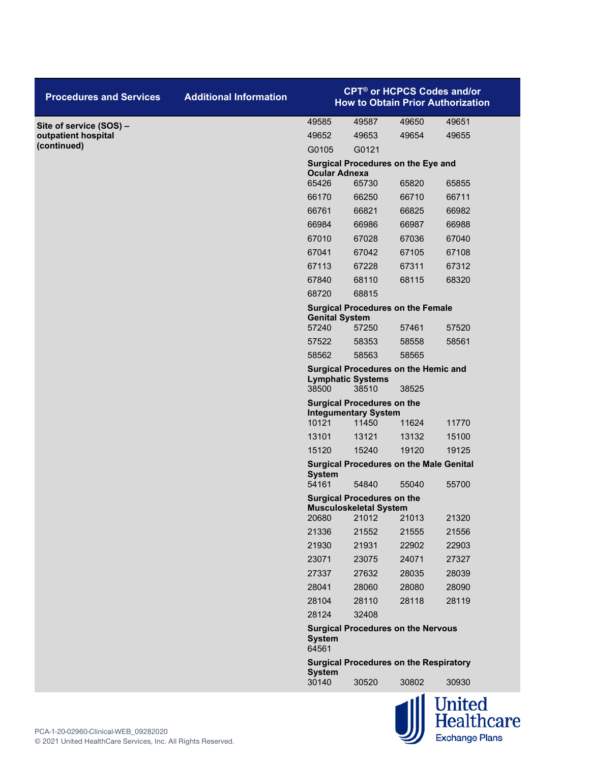| Procedures and Services | Additional Information | CPT® or HCPCS Codes and/or How to Obtain Prior Authorization | | | |
|---|---|---|---|---|---|
| **Site of service (SOS) – outpatient hospital (continued)** | | 49585 | 49587 | 49650 | 49651 |
| | | 49652 | 49653 | 49654 | 49655 |
| | | G0105 | G0121 | | |
| | | **Surgical Procedures on the Eye and Ocular Adnexa** | | | |
| | | 65426 | 65730 | 65820 | 65855 |
| | | 66170 | 66250 | 66710 | 66711 |
| | | 66761 | 66821 | 66825 | 66982 |
| | | 66984 | 66986 | 66987 | 66988 |
| | | 67010 | 67028 | 67036 | 67040 |
| | | 67041 | 67042 | 67105 | 67108 |
| | | 67113 | 67228 | 67311 | 67312 |
| | | 67840 | 68110 | 68115 | 68320 |
| | | 68720 | 68815 | | |
| | | **Surgical Procedures on the Female Genital System** | | | |
| | | 57240 | 57250 | 57461 | 57520 |
| | | 57522 | 58353 | 58558 | 58561 |
| | | 58562 | 58563 | 58565 | |
| | | **Surgical Procedures on the Hemic and Lymphatic Systems** | | | |
| | | 38500 | 38510 | 38525 | |
| | | **Surgical Procedures on the Integumentary System** | | | |
| | | 10121 | 11450 | 11624 | 11770 |
| | | 13101 | 13121 | 13132 | 15100 |
| | | 15120 | 15240 | 19120 | 19125 |
| | | **Surgical Procedures on the Male Genital System** | | | |
| | | 54161 | 54840 | 55040 | 55700 |
| | | **Surgical Procedures on the Musculoskeletal System** | | | |
| | | 20680 | 21012 | 21013 | 21320 |
| | | 21336 | 21552 | 21555 | 21556 |
| | | 21930 | 21931 | 22902 | 22903 |
| | | 23071 | 23075 | 24071 | 27327 |
| | | 27337 | 27632 | 28035 | 28039 |
| | | 28041 | 28060 | 28080 | 28090 |
| | | 28104 | 28110 | 28118 | 28119 |
| | | 28124 | 32408 | | |
| | | **Surgical Procedures on the Nervous System** | | | |
| | | 64561 | | | |
| | | **Surgical Procedures on the Respiratory System** | | | |
| | | 30140 | 30520 | 30802 | 30930 |

PCA-1-20-02960-Clinical-WEB_09282020
© 2021 United HealthCare Services, Inc. All Rights Reserved.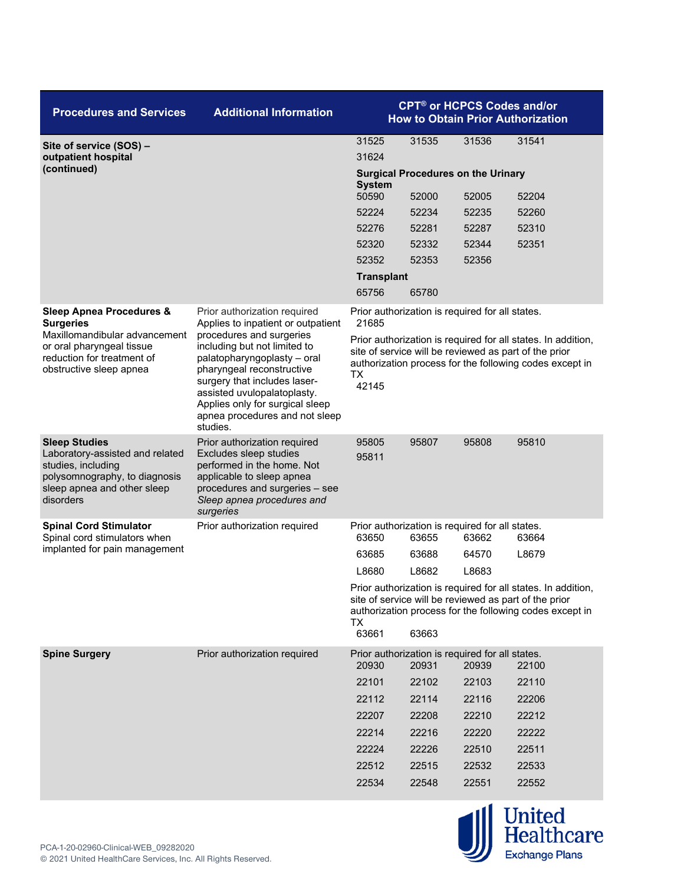| Procedures and Services | Additional Information | CPT® or HCPCS Codes and/or How to Obtain Prior Authorization |
|---|---|---|
| **Site of service (SOS) – outpatient hospital (continued)** | | 31525 31535 31536 31541<br>31624<br>**Surgical Procedures on the Urinary System**<br>50590 52000 52005 52204<br>52224 52234 52235 52260<br>52276 52281 52287 52310<br>52320 52332 52344 52351<br>52352 52353 52356<br>**Transplant**<br>65756 65780 |
| **Sleep Apnea Procedures & Surgeries**<br>Maxillomandibular advancement or oral pharyngeal tissue reduction for treatment of obstructive sleep apnea | Prior authorization required<br>Applies to inpatient or outpatient procedures and surgeries including but not limited to palatopharyngoplasty – oral pharyngeal reconstructive surgery that includes laser-assisted uvulopalatoplasty.<br>Applies only for surgical sleep apnea procedures and not sleep studies. | Prior authorization is required for all states.<br>21685<br>Prior authorization is required for all states. In addition, site of service will be reviewed as part of the prior authorization process for the following codes except in TX<br>42145 |
| **Sleep Studies**<br>Laboratory-assisted and related studies, including polysomnography, to diagnosis sleep apnea and other sleep disorders | Prior authorization required<br>Excludes sleep studies performed in the home. Not applicable to sleep apnea procedures and surgeries – see *Sleep apnea procedures and surgeries* | 95805 95807 95808 95810<br>95811 |
| **Spinal Cord Stimulator**<br>Spinal cord stimulators when implanted for pain management | Prior authorization required | Prior authorization is required for all states.<br>63650 63655 63662 63664<br>63685 63688 64570 L8679<br>L8680 L8682 L8683<br>Prior authorization is required for all states. In addition, site of service will be reviewed as part of the prior authorization process for the following codes except in TX<br>63661 63663 |
| **Spine Surgery** | Prior authorization required | Prior authorization is required for all states.<br>20930 20931 20939 22100<br>22101 22102 22103 22110<br>22112 22114 22116 22206<br>22207 22208 22210 22212<br>22214 22216 22220 22222<br>22224 22226 22510 22511<br>22512 22515 22532 22533<br>22534 22548 22551 22552 |

PCA-1-20-02960-Clinical-WEB_09282020
© 2021 United HealthCare Services, Inc. All Rights Reserved.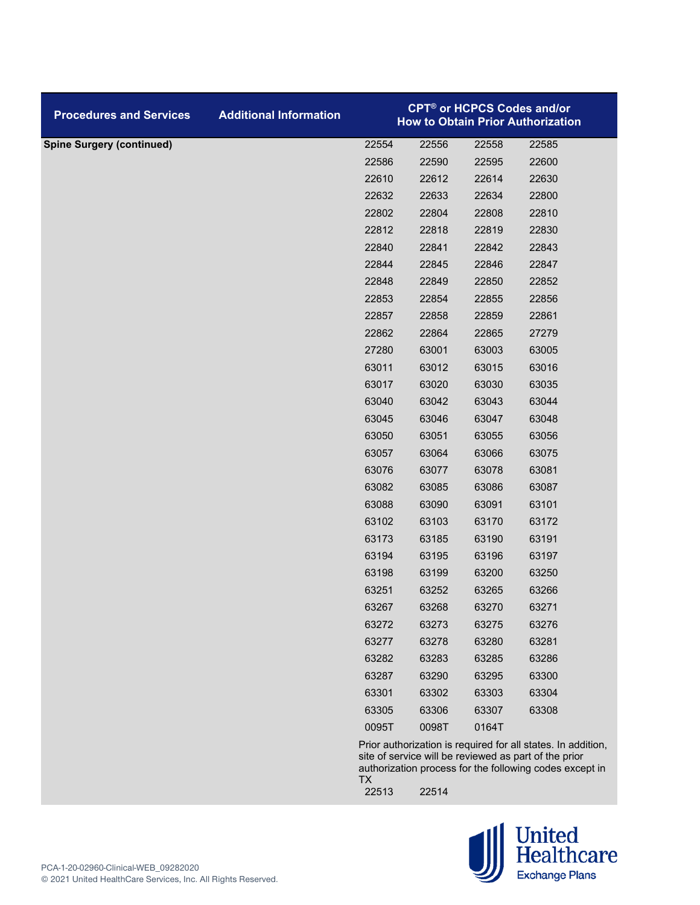| Procedures and Services | Additional Information | CPT® or HCPCS Codes and/or How to Obtain Prior Authorization |
|---|---|---|
| **Spine Surgery (continued)** | | 22554 22556 22558 22585<br>22586 22590 22595 22600<br>22610 22612 22614 22630<br>22632 22633 22634 22800<br>22802 22804 22808 22810<br>22812 22818 22819 22830<br>22840 22841 22842 22843<br>22844 22845 22846 22847<br>22848 22849 22850 22852<br>22853 22854 22855 22856<br>22857 22858 22859 22861<br>22862 22864 22865 27279<br>27280 63001 63003 63005<br>63011 63012 63015 63016<br>63017 63020 63030 63035<br>63040 63042 63043 63044<br>63045 63046 63047 63048<br>63050 63051 63055 63056<br>63057 63064 63066 63075<br>63076 63077 63078 63081<br>63082 63085 63086 63087<br>63088 63090 63091 63101<br>63102 63103 63170 63172<br>63173 63185 63190 63191<br>63194 63195 63196 63197<br>63198 63199 63200 63250<br>63251 63252 63265 63266<br>63267 63268 63270 63271<br>63272 63273 63275 63276<br>63277 63278 63280 63281<br>63282 63283 63285 63286<br>63287 63290 63295 63300<br>63301 63302 63303 63304<br>63305 63306 63307 63308<br>0095T 0098T 0164T<br><br>Prior authorization is required for all states. In addition, site of service will be reviewed as part of the prior authorization process for the following codes except in TX<br>22513 22514 |

PCA-1-20-02960-Clinical-WEB_09282020
© 2021 United HealthCare Services, Inc. All Rights Reserved.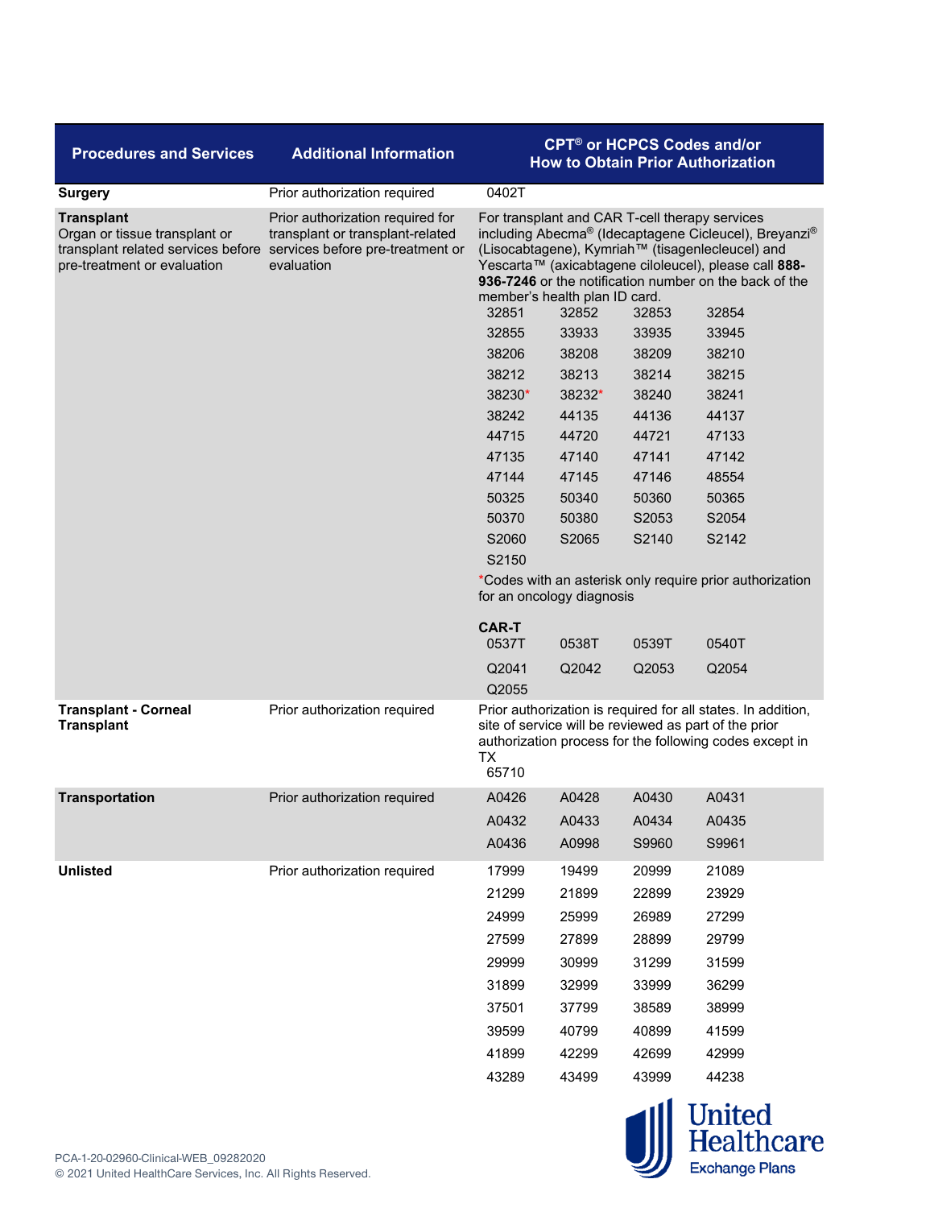| Procedures and Services | Additional Information | CPT® or HCPCS Codes and/or How to Obtain Prior Authorization |
|---|---|---|
| **Surgery** | Prior authorization required | 0402T |
| **Transplant** Organ or tissue transplant or transplant related services before pre-treatment or evaluation | Prior authorization required for transplant or transplant-related services before pre-treatment or evaluation | For transplant and CAR T-cell therapy services including Abecma® (Idecaptagene Cicleucel), Breyanzi® (Lisocabtagene), Kymriah™ (tisagenlecleucel) and Yescarta™ (axicabtagene ciloleucel), please call **888-936-7246** or the notification number on the back of the member's health plan ID card.<br>32851 32852 32853 32854<br>32855 33933 33935 33945<br>38206 38208 38209 38210<br>38212 38213 38214 38215<br>38230* 38232* 38240 38241<br>38242 44135 44136 44137<br>44715 44720 44721 47133<br>47135 47140 47141 47142<br>47144 47145 47146 48554<br>50325 50340 50360 50365<br>50370 50380 S2053 S2054<br>S2060 S2065 S2140 S2142<br>S2150<br>*Codes with an asterisk only require prior authorization for an oncology diagnosis<br><br>**CAR-T**<br>0537T 0538T 0539T 0540T<br>Q2041 Q2042 Q2053 Q2054<br>Q2055 |
| **Transplant - Corneal Transplant** | Prior authorization required | Prior authorization is required for all states. In addition, site of service will be reviewed as part of the prior authorization process for the following codes except in TX<br>65710 |
| **Transportation** | Prior authorization required | A0426 A0428 A0430 A0431<br>A0432 A0433 A0434 A0435<br>A0436 A0998 S9960 S9961 |
| **Unlisted** | Prior authorization required | 17999 19499 20999 21089<br>21299 21899 22899 23929<br>24999 25999 26989 27299<br>27599 27899 28899 29799<br>29999 30999 31299 31599<br>31899 32999 33999 36299<br>37501 37799 38589 38999<br>39599 40799 40899 41599<br>41899 42299 42699 42999<br>43289 43499 43999 44238 |

PCA-1-20-02960-Clinical-WEB_09282020
© 2021 United HealthCare Services, Inc. All Rights Reserved.

United Healthcare Exchange Plans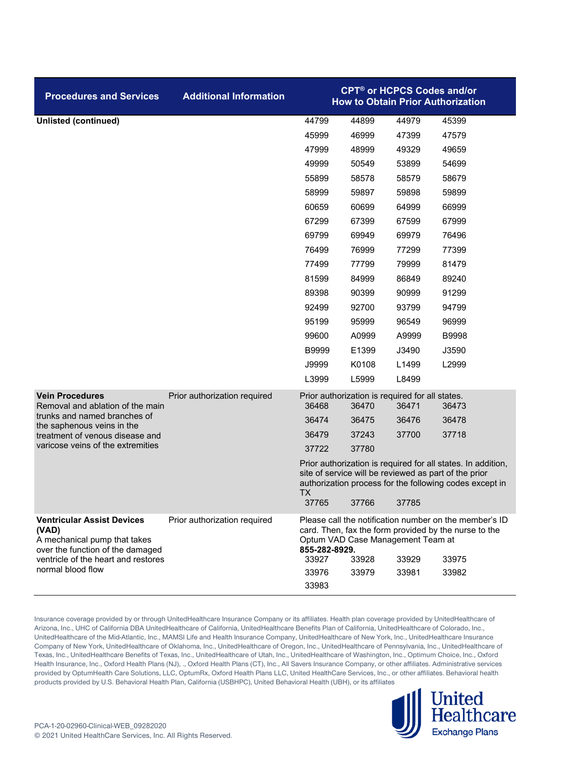| Procedures and Services | Additional Information | CPT® or HCPCS Codes and/or How to Obtain Prior Authorization |
|---|---|---|
| **Unlisted (continued)** | | 44799 44899 44979 45399<br>45999 46999 47399 47579<br>47999 48999 49329 49659<br>49999 50549 53899 54699<br>55899 58578 58579 58679<br>58999 59897 59898 59899<br>60659 60699 64999 66999<br>67299 67399 67599 67999<br>69799 69949 69979 76496<br>76499 76999 77299 77399<br>77499 77799 79999 81479<br>81599 84999 86849 89240<br>89398 90399 90999 91299<br>92499 92700 93799 94799<br>95199 95999 96549 96999<br>99600 A0999 A9999 B9998<br>B9999 E1399 J3490 J3590<br>J9999 K0108 L1499 L2999<br>L3999 L5999 L8499 |
| **Vein Procedures**<br>Removal and ablation of the main trunks and named branches of the saphenous veins in the treatment of venous disease and varicose veins of the extremities | Prior authorization required | Prior authorization is required for all states.<br>36468 36470 36471 36473<br>36474 36475 36476 36478<br>36479 37243 37700 37718<br>37722 37780<br>Prior authorization is required for all states. In addition, site of service will be reviewed as part of the prior authorization process for the following codes except in TX<br>37765 37766 37785 |
| **Ventricular Assist Devices (VAD)**<br>A mechanical pump that takes over the function of the damaged ventricle of the heart and restores normal blood flow | Prior authorization required | Please call the notification number on the member's ID card. Then, fax the form provided by the nurse to the Optum VAD Case Management Team at **855-282-8929.**<br>33927 33928 33929 33975<br>33976 33979 33981 33982<br>33983 |

Insurance coverage provided by or through UnitedHealthcare Insurance Company or its affiliates. Health plan coverage provided by UnitedHealthcare of Arizona, Inc., UHC of California DBA UnitedHealthcare of California, UnitedHealthcare Benefits Plan of California, UnitedHealthcare of Colorado, Inc., UnitedHealthcare of the Mid-Atlantic, Inc., MAMSI Life and Health Insurance Company, UnitedHealthcare of New York, Inc., UnitedHealthcare Insurance Company of New York, UnitedHealthcare of Oklahoma, Inc., UnitedHealthcare of Oregon, Inc., UnitedHealthcare of Pennsylvania, Inc., UnitedHealthcare of Texas, Inc., UnitedHealthcare Benefits of Texas, Inc., UnitedHealthcare of Utah, Inc., UnitedHealthcare of Washington, Inc., Optimum Choice, Inc., Oxford Health Insurance, Inc., Oxford Health Plans (NJ), ., Oxford Health Plans (CT), Inc., All Savers Insurance Company, or other affiliates. Administrative services provided by OptumHealth Care Solutions, LLC, OptumRx, Oxford Health Plans LLC, United HealthCare Services, Inc., or other affiliates. Behavioral health products provided by U.S. Behavioral Health Plan, California (USBHPC), United Behavioral Health (UBH), or its affiliates

United Healthcare Exchange Plans

PCA-1-20-02960-Clinical-WEB_09282020
© 2021 United HealthCare Services, Inc. All Rights Reserved.